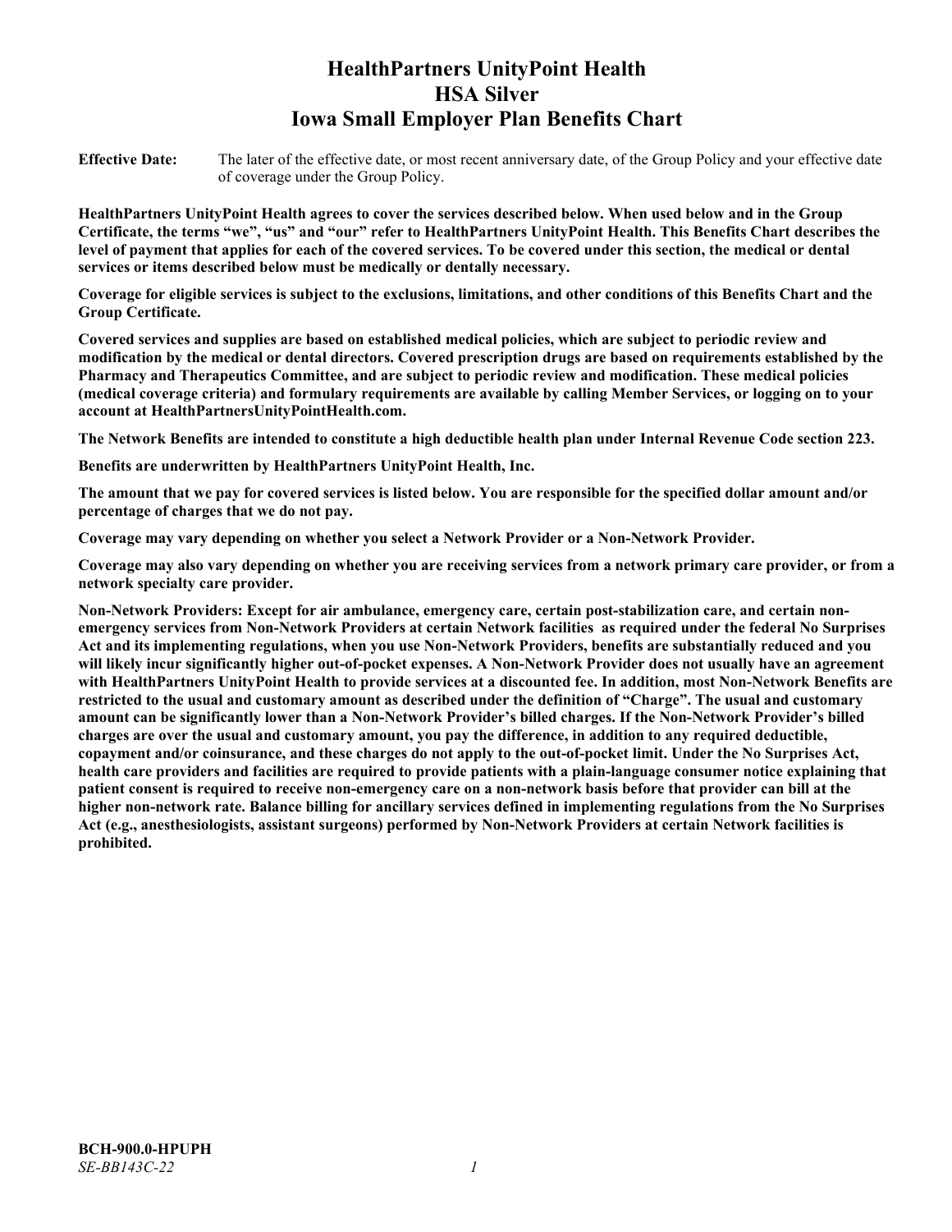# HealthPartners UnityPoint Health
# HSA Silver
# Iowa Small Employer Plan Benefits Chart

**Effective Date:** The later of the effective date, or most recent anniversary date, of the Group Policy and your effective date of coverage under the Group Policy.

**HealthPartners UnityPoint Health agrees to cover the services described below. When used below and in the Group Certificate, the terms "we", "us" and "our" refer to HealthPartners UnityPoint Health. This Benefits Chart describes the level of payment that applies for each of the covered services. To be covered under this section, the medical or dental services or items described below must be medically or dentally necessary.**

**Coverage for eligible services is subject to the exclusions, limitations, and other conditions of this Benefits Chart and the Group Certificate.**

**Covered services and supplies are based on established medical policies, which are subject to periodic review and modification by the medical or dental directors. Covered prescription drugs are based on requirements established by the Pharmacy and Therapeutics Committee, and are subject to periodic review and modification. These medical policies (medical coverage criteria) and formulary requirements are available by calling Member Services, or logging on to your account at HealthPartnersUnityPointHealth.com.**

**The Network Benefits are intended to constitute a high deductible health plan under Internal Revenue Code section 223.**

**Benefits are underwritten by HealthPartners UnityPoint Health, Inc.**

**The amount that we pay for covered services is listed below. You are responsible for the specified dollar amount and/or percentage of charges that we do not pay.**

**Coverage may vary depending on whether you select a Network Provider or a Non-Network Provider.**

**Coverage may also vary depending on whether you are receiving services from a network primary care provider, or from a network specialty care provider.**

**Non-Network Providers: Except for air ambulance, emergency care, certain post-stabilization care, and certain non-emergency services from Non-Network Providers at certain Network facilities as required under the federal No Surprises Act and its implementing regulations, when you use Non-Network Providers, benefits are substantially reduced and you will likely incur significantly higher out-of-pocket expenses. A Non-Network Provider does not usually have an agreement with HealthPartners UnityPoint Health to provide services at a discounted fee. In addition, most Non-Network Benefits are restricted to the usual and customary amount as described under the definition of "Charge". The usual and customary amount can be significantly lower than a Non-Network Provider's billed charges. If the Non-Network Provider's billed charges are over the usual and customary amount, you pay the difference, in addition to any required deductible, copayment and/or coinsurance, and these charges do not apply to the out-of-pocket limit. Under the No Surprises Act, health care providers and facilities are required to provide patients with a plain-language consumer notice explaining that patient consent is required to receive non-emergency care on a non-network basis before that provider can bill at the higher non-network rate. Balance billing for ancillary services defined in implementing regulations from the No Surprises Act (e.g., anesthesiologists, assistant surgeons) performed by Non-Network Providers at certain Network facilities is prohibited.**

**BCH-900.0-HPUPH**
*SE-BB143C-22*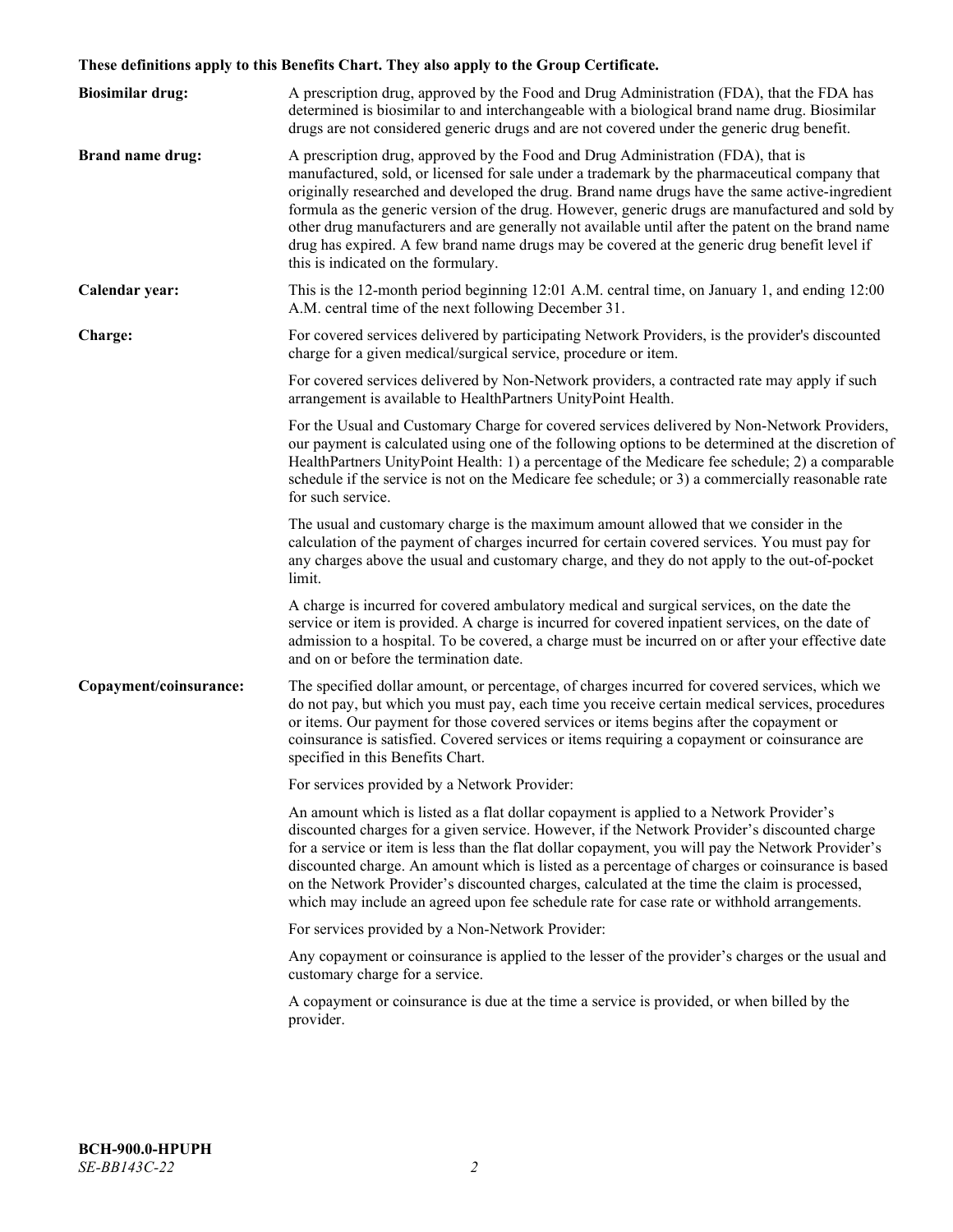**These definitions apply to this Benefits Chart. They also apply to the Group Certificate.**

**Biosimilar drug:** A prescription drug, approved by the Food and Drug Administration (FDA), that the FDA has determined is biosimilar to and interchangeable with a biological brand name drug. Biosimilar drugs are not considered generic drugs and are not covered under the generic drug benefit.

**Brand name drug:** A prescription drug, approved by the Food and Drug Administration (FDA), that is manufactured, sold, or licensed for sale under a trademark by the pharmaceutical company that originally researched and developed the drug. Brand name drugs have the same active-ingredient formula as the generic version of the drug. However, generic drugs are manufactured and sold by other drug manufacturers and are generally not available until after the patent on the brand name drug has expired. A few brand name drugs may be covered at the generic drug benefit level if this is indicated on the formulary.

**Calendar year:** This is the 12-month period beginning 12:01 A.M. central time, on January 1, and ending 12:00 A.M. central time of the next following December 31.

**Charge:** For covered services delivered by participating Network Providers, is the provider's discounted charge for a given medical/surgical service, procedure or item.

For covered services delivered by Non-Network providers, a contracted rate may apply if such arrangement is available to HealthPartners UnityPoint Health.

For the Usual and Customary Charge for covered services delivered by Non-Network Providers, our payment is calculated using one of the following options to be determined at the discretion of HealthPartners UnityPoint Health: 1) a percentage of the Medicare fee schedule; 2) a comparable schedule if the service is not on the Medicare fee schedule; or 3) a commercially reasonable rate for such service.

The usual and customary charge is the maximum amount allowed that we consider in the calculation of the payment of charges incurred for certain covered services. You must pay for any charges above the usual and customary charge, and they do not apply to the out-of-pocket limit.

A charge is incurred for covered ambulatory medical and surgical services, on the date the service or item is provided. A charge is incurred for covered inpatient services, on the date of admission to a hospital. To be covered, a charge must be incurred on or after your effective date and on or before the termination date.

**Copayment/coinsurance:** The specified dollar amount, or percentage, of charges incurred for covered services, which we do not pay, but which you must pay, each time you receive certain medical services, procedures or items. Our payment for those covered services or items begins after the copayment or coinsurance is satisfied. Covered services or items requiring a copayment or coinsurance are specified in this Benefits Chart.

For services provided by a Network Provider:

An amount which is listed as a flat dollar copayment is applied to a Network Provider's discounted charges for a given service. However, if the Network Provider's discounted charge for a service or item is less than the flat dollar copayment, you will pay the Network Provider's discounted charge. An amount which is listed as a percentage of charges or coinsurance is based on the Network Provider's discounted charges, calculated at the time the claim is processed, which may include an agreed upon fee schedule rate for case rate or withhold arrangements.

For services provided by a Non-Network Provider:

Any copayment or coinsurance is applied to the lesser of the provider's charges or the usual and customary charge for a service.

A copayment or coinsurance is due at the time a service is provided, or when billed by the provider.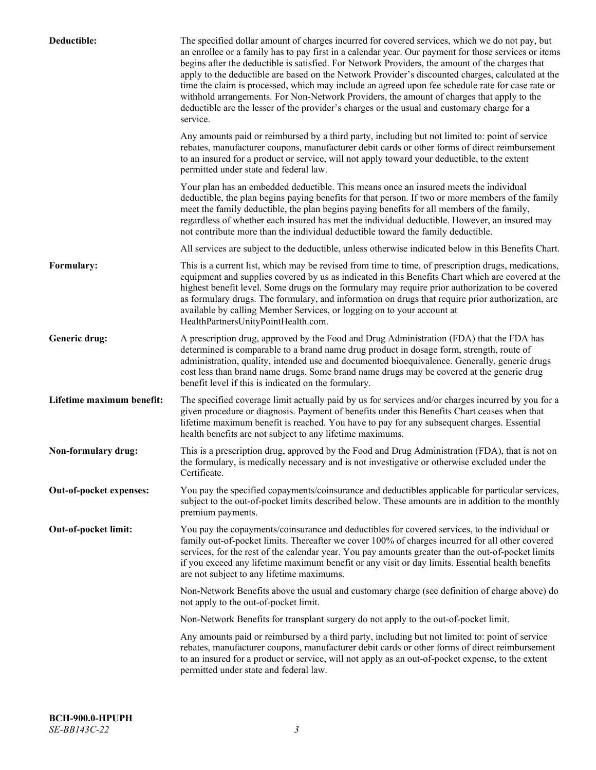**Deductible:** The specified dollar amount of charges incurred for covered services, which we do not pay, but an enrollee or a family has to pay first in a calendar year. Our payment for those services or items begins after the deductible is satisfied. For Network Providers, the amount of the charges that apply to the deductible are based on the Network Provider's discounted charges, calculated at the time the claim is processed, which may include an agreed upon fee schedule rate for case rate or withhold arrangements. For Non-Network Providers, the amount of charges that apply to the deductible are the lesser of the provider's charges or the usual and customary charge for a service.

Any amounts paid or reimbursed by a third party, including but not limited to: point of service rebates, manufacturer coupons, manufacturer debit cards or other forms of direct reimbursement to an insured for a product or service, will not apply toward your deductible, to the extent permitted under state and federal law.

Your plan has an embedded deductible. This means once an insured meets the individual deductible, the plan begins paying benefits for that person. If two or more members of the family meet the family deductible, the plan begins paying benefits for all members of the family, regardless of whether each insured has met the individual deductible. However, an insured may not contribute more than the individual deductible toward the family deductible.

All services are subject to the deductible, unless otherwise indicated below in this Benefits Chart.

**Formulary:** This is a current list, which may be revised from time to time, of prescription drugs, medications, equipment and supplies covered by us as indicated in this Benefits Chart which are covered at the highest benefit level. Some drugs on the formulary may require prior authorization to be covered as formulary drugs. The formulary, and information on drugs that require prior authorization, are available by calling Member Services, or logging on to your account at HealthPartnersUnityPointHealth.com.

**Generic drug:** A prescription drug, approved by the Food and Drug Administration (FDA) that the FDA has determined is comparable to a brand name drug product in dosage form, strength, route of administration, quality, intended use and documented bioequivalence. Generally, generic drugs cost less than brand name drugs. Some brand name drugs may be covered at the generic drug benefit level if this is indicated on the formulary.

**Lifetime maximum benefit:** The specified coverage limit actually paid by us for services and/or charges incurred by you for a given procedure or diagnosis. Payment of benefits under this Benefits Chart ceases when that lifetime maximum benefit is reached. You have to pay for any subsequent charges. Essential health benefits are not subject to any lifetime maximums.

**Non-formulary drug:** This is a prescription drug, approved by the Food and Drug Administration (FDA), that is not on the formulary, is medically necessary and is not investigative or otherwise excluded under the Certificate.

**Out-of-pocket expenses:** You pay the specified copayments/coinsurance and deductibles applicable for particular services, subject to the out-of-pocket limits described below. These amounts are in addition to the monthly premium payments.

**Out-of-pocket limit:** You pay the copayments/coinsurance and deductibles for covered services, to the individual or family out-of-pocket limits. Thereafter we cover 100% of charges incurred for all other covered services, for the rest of the calendar year. You pay amounts greater than the out-of-pocket limits if you exceed any lifetime maximum benefit or any visit or day limits. Essential health benefits are not subject to any lifetime maximums.

Non-Network Benefits above the usual and customary charge (see definition of charge above) do not apply to the out-of-pocket limit.

Non-Network Benefits for transplant surgery do not apply to the out-of-pocket limit.

Any amounts paid or reimbursed by a third party, including but not limited to: point of service rebates, manufacturer coupons, manufacturer debit cards or other forms of direct reimbursement to an insured for a product or service, will not apply as an out-of-pocket expense, to the extent permitted under state and federal law.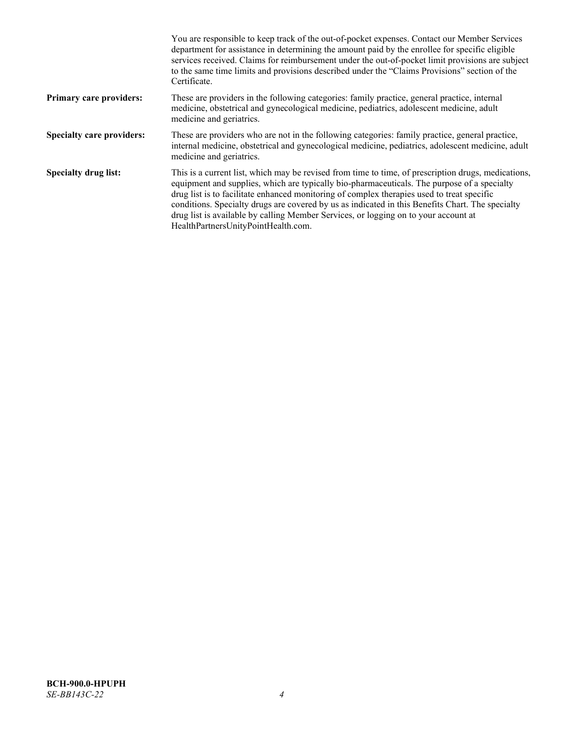You are responsible to keep track of the out-of-pocket expenses. Contact our Member Services department for assistance in determining the amount paid by the enrollee for specific eligible services received. Claims for reimbursement under the out-of-pocket limit provisions are subject to the same time limits and provisions described under the "Claims Provisions" section of the Certificate.

**Primary care providers:** These are providers in the following categories: family practice, general practice, internal medicine, obstetrical and gynecological medicine, pediatrics, adolescent medicine, adult medicine and geriatrics.

**Specialty care providers:** These are providers who are not in the following categories: family practice, general practice, internal medicine, obstetrical and gynecological medicine, pediatrics, adolescent medicine, adult medicine and geriatrics.

**Specialty drug list:** This is a current list, which may be revised from time to time, of prescription drugs, medications, equipment and supplies, which are typically bio-pharmaceuticals. The purpose of a specialty drug list is to facilitate enhanced monitoring of complex therapies used to treat specific conditions. Specialty drugs are covered by us as indicated in this Benefits Chart. The specialty drug list is available by calling Member Services, or logging on to your account at HealthPartnersUnityPointHealth.com.

**BCH-900.0-HPUPH**
*SE-BB143C-22*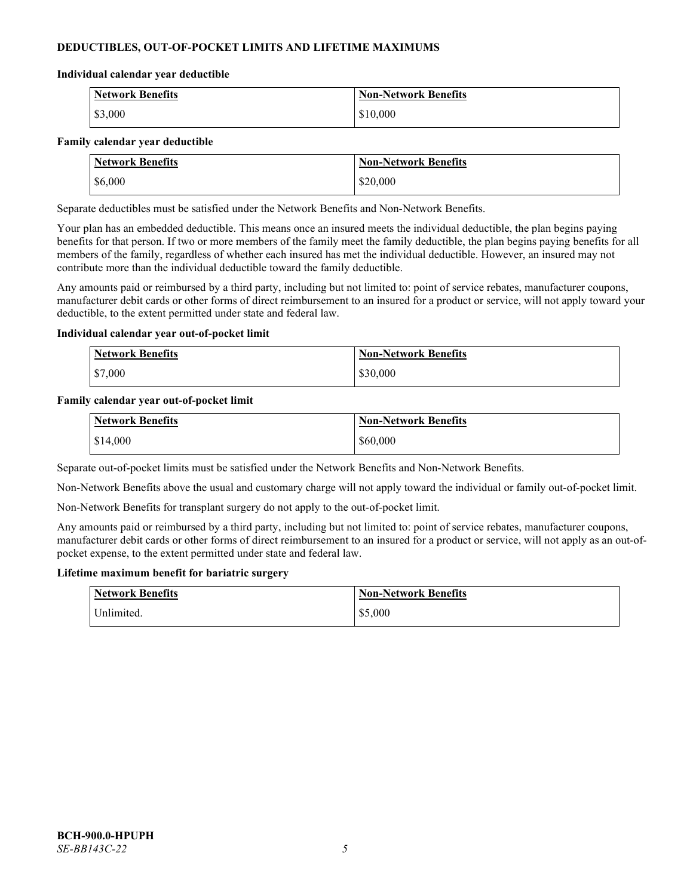## DEDUCTIBLES, OUT-OF-POCKET LIMITS AND LIFETIME MAXIMUMS

### Individual calendar year deductible

| Network Benefits | Non-Network Benefits |
| --- | --- |
| $3,000 | $10,000 |

### Family calendar year deductible

| Network Benefits | Non-Network Benefits |
| --- | --- |
| $6,000 | $20,000 |

Separate deductibles must be satisfied under the Network Benefits and Non-Network Benefits.

Your plan has an embedded deductible. This means once an insured meets the individual deductible, the plan begins paying benefits for that person. If two or more members of the family meet the family deductible, the plan begins paying benefits for all members of the family, regardless of whether each insured has met the individual deductible. However, an insured may not contribute more than the individual deductible toward the family deductible.

Any amounts paid or reimbursed by a third party, including but not limited to: point of service rebates, manufacturer coupons, manufacturer debit cards or other forms of direct reimbursement to an insured for a product or service, will not apply toward your deductible, to the extent permitted under state and federal law.

### Individual calendar year out-of-pocket limit

| Network Benefits | Non-Network Benefits |
| --- | --- |
| $7,000 | $30,000 |

### Family calendar year out-of-pocket limit

| Network Benefits | Non-Network Benefits |
| --- | --- |
| $14,000 | $60,000 |

Separate out-of-pocket limits must be satisfied under the Network Benefits and Non-Network Benefits.

Non-Network Benefits above the usual and customary charge will not apply toward the individual or family out-of-pocket limit.

Non-Network Benefits for transplant surgery do not apply to the out-of-pocket limit.

Any amounts paid or reimbursed by a third party, including but not limited to: point of service rebates, manufacturer coupons, manufacturer debit cards or other forms of direct reimbursement to an insured for a product or service, will not apply as an out-of-pocket expense, to the extent permitted under state and federal law.

### Lifetime maximum benefit for bariatric surgery

| Network Benefits | Non-Network Benefits |
| --- | --- |
| Unlimited. | $5,000 |

**BCH-900.0-HPUPH**
*SE-BB143C-22*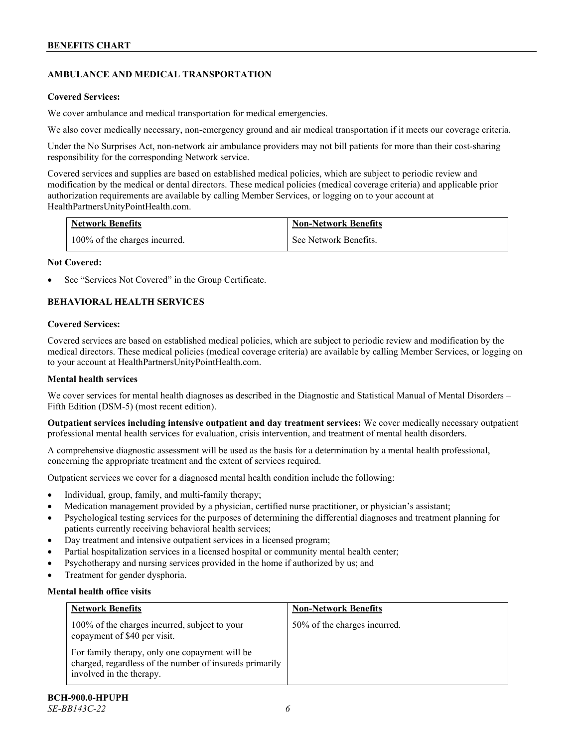## AMBULANCE AND MEDICAL TRANSPORTATION

**Covered Services:**

We cover ambulance and medical transportation for medical emergencies.

We also cover medically necessary, non-emergency ground and air medical transportation if it meets our coverage criteria.

Under the No Surprises Act, non-network air ambulance providers may not bill patients for more than their cost-sharing responsibility for the corresponding Network service.

Covered services and supplies are based on established medical policies, which are subject to periodic review and modification by the medical or dental directors. These medical policies (medical coverage criteria) and applicable prior authorization requirements are available by calling Member Services, or logging on to your account at HealthPartnersUnityPointHealth.com.

| Network Benefits | Non-Network Benefits |
| --- | --- |
| 100% of the charges incurred. | See Network Benefits. |

**Not Covered:**

- See "Services Not Covered" in the Group Certificate.

## BEHAVIORAL HEALTH SERVICES

**Covered Services:**

Covered services are based on established medical policies, which are subject to periodic review and modification by the medical directors. These medical policies (medical coverage criteria) are available by calling Member Services, or logging on to your account at HealthPartnersUnityPointHealth.com.

**Mental health services**

We cover services for mental health diagnoses as described in the Diagnostic and Statistical Manual of Mental Disorders – Fifth Edition (DSM-5) (most recent edition).

**Outpatient services including intensive outpatient and day treatment services:** We cover medically necessary outpatient professional mental health services for evaluation, crisis intervention, and treatment of mental health disorders.

A comprehensive diagnostic assessment will be used as the basis for a determination by a mental health professional, concerning the appropriate treatment and the extent of services required.

Outpatient services we cover for a diagnosed mental health condition include the following:

- Individual, group, family, and multi-family therapy;
- Medication management provided by a physician, certified nurse practitioner, or physician's assistant;
- Psychological testing services for the purposes of determining the differential diagnoses and treatment planning for patients currently receiving behavioral health services;
- Day treatment and intensive outpatient services in a licensed program;
- Partial hospitalization services in a licensed hospital or community mental health center;
- Psychotherapy and nursing services provided in the home if authorized by us; and
- Treatment for gender dysphoria.

**Mental health office visits**

| Network Benefits | Non-Network Benefits |
| --- | --- |
| 100% of the charges incurred, subject to your copayment of $40 per visit.<br><br>For family therapy, only one copayment will be charged, regardless of the number of insureds primarily involved in the therapy. | 50% of the charges incurred. |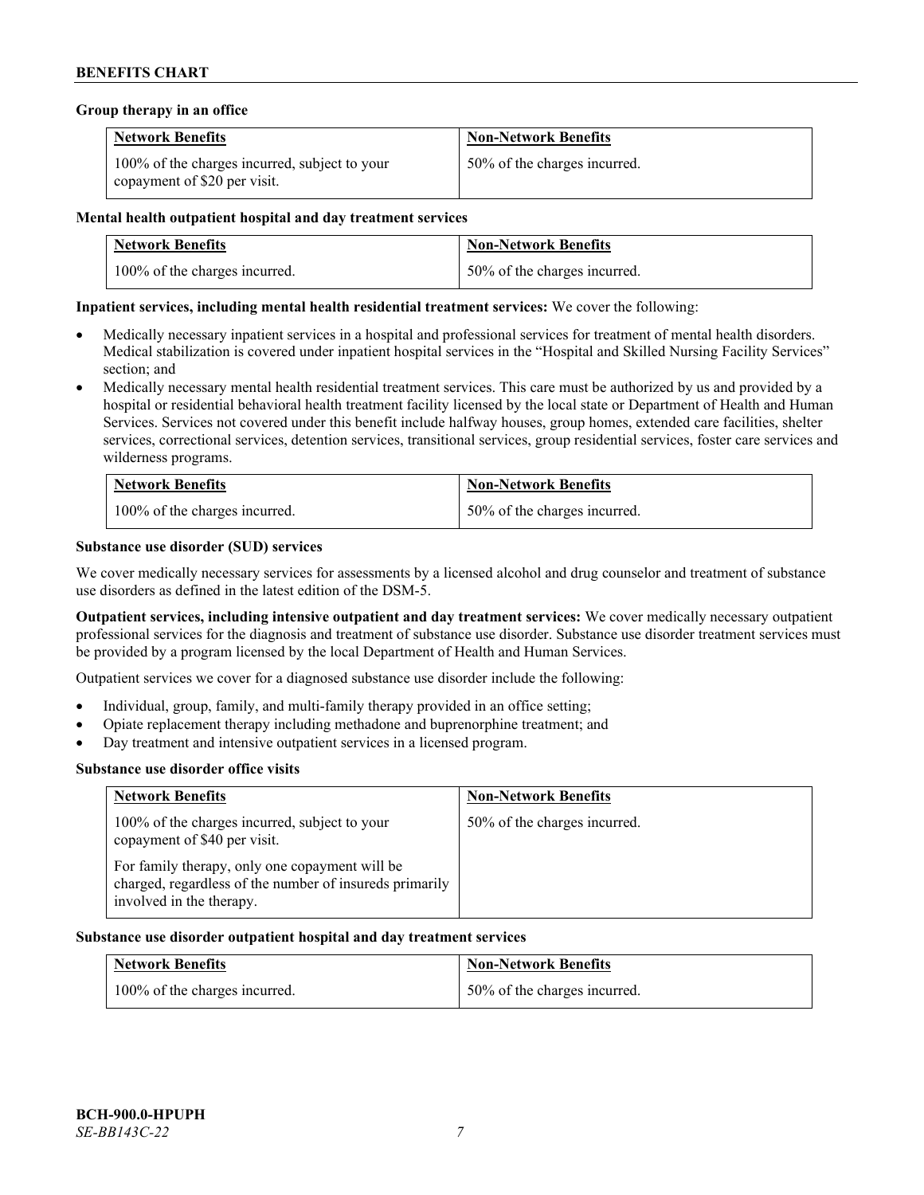**Group therapy in an office**

| Network Benefits | Non-Network Benefits |
| --- | --- |
| 100% of the charges incurred, subject to your copayment of $20 per visit. | 50% of the charges incurred. |

**Mental health outpatient hospital and day treatment services**

| Network Benefits | Non-Network Benefits |
| --- | --- |
| 100% of the charges incurred. | 50% of the charges incurred. |

**Inpatient services, including mental health residential treatment services:** We cover the following:

- Medically necessary inpatient services in a hospital and professional services for treatment of mental health disorders. Medical stabilization is covered under inpatient hospital services in the "Hospital and Skilled Nursing Facility Services" section; and
- Medically necessary mental health residential treatment services. This care must be authorized by us and provided by a hospital or residential behavioral health treatment facility licensed by the local state or Department of Health and Human Services. Services not covered under this benefit include halfway houses, group homes, extended care facilities, shelter services, correctional services, detention services, transitional services, group residential services, foster care services and wilderness programs.

| Network Benefits | Non-Network Benefits |
| --- | --- |
| 100% of the charges incurred. | 50% of the charges incurred. |

**Substance use disorder (SUD) services**

We cover medically necessary services for assessments by a licensed alcohol and drug counselor and treatment of substance use disorders as defined in the latest edition of the DSM-5.

**Outpatient services, including intensive outpatient and day treatment services:** We cover medically necessary outpatient professional services for the diagnosis and treatment of substance use disorder. Substance use disorder treatment services must be provided by a program licensed by the local Department of Health and Human Services.

Outpatient services we cover for a diagnosed substance use disorder include the following:

- Individual, group, family, and multi-family therapy provided in an office setting;
- Opiate replacement therapy including methadone and buprenorphine treatment; and
- Day treatment and intensive outpatient services in a licensed program.

**Substance use disorder office visits**

| Network Benefits | Non-Network Benefits |
| --- | --- |
| 100% of the charges incurred, subject to your copayment of $40 per visit.<br><br>For family therapy, only one copayment will be charged, regardless of the number of insureds primarily involved in the therapy. | 50% of the charges incurred. |

**Substance use disorder outpatient hospital and day treatment services**

| Network Benefits | Non-Network Benefits |
| --- | --- |
| 100% of the charges incurred. | 50% of the charges incurred. |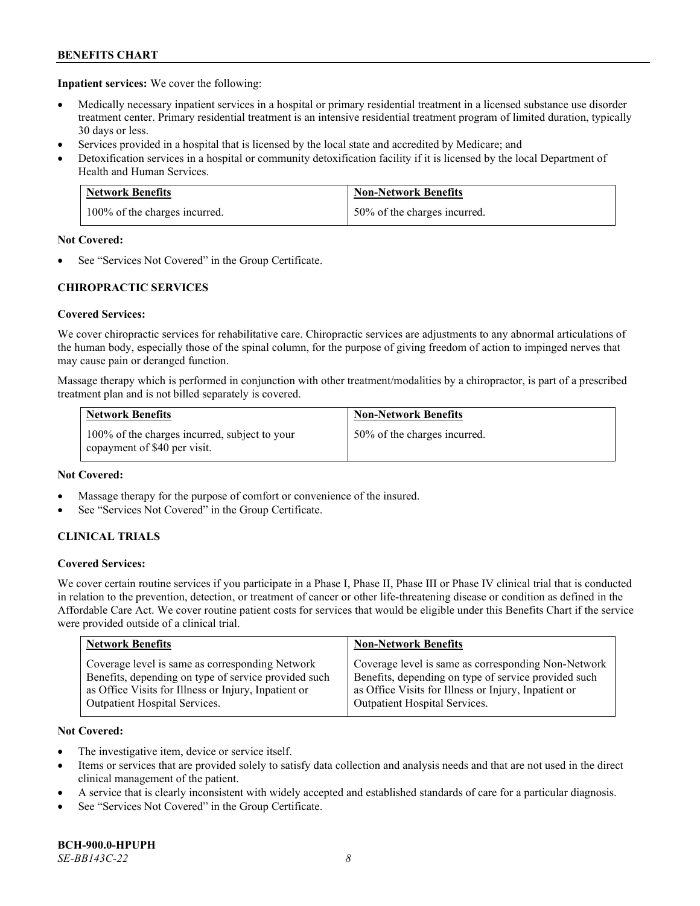**Inpatient services:** We cover the following:

- Medically necessary inpatient services in a hospital or primary residential treatment in a licensed substance use disorder treatment center. Primary residential treatment is an intensive residential treatment program of limited duration, typically 30 days or less.
- Services provided in a hospital that is licensed by the local state and accredited by Medicare; and
- Detoxification services in a hospital or community detoxification facility if it is licensed by the local Department of Health and Human Services.

| Network Benefits | Non-Network Benefits |
|---|---|
| 100% of the charges incurred. | 50% of the charges incurred. |

**Not Covered:**

- See "Services Not Covered" in the Group Certificate.

### CHIROPRACTIC SERVICES

**Covered Services:**

We cover chiropractic services for rehabilitative care. Chiropractic services are adjustments to any abnormal articulations of the human body, especially those of the spinal column, for the purpose of giving freedom of action to impinged nerves that may cause pain or deranged function.

Massage therapy which is performed in conjunction with other treatment/modalities by a chiropractor, is part of a prescribed treatment plan and is not billed separately is covered.

| Network Benefits | Non-Network Benefits |
|---|---|
| 100% of the charges incurred, subject to your copayment of $40 per visit. | 50% of the charges incurred. |

**Not Covered:**

- Massage therapy for the purpose of comfort or convenience of the insured.
- See "Services Not Covered" in the Group Certificate.

### CLINICAL TRIALS

**Covered Services:**

We cover certain routine services if you participate in a Phase I, Phase II, Phase III or Phase IV clinical trial that is conducted in relation to the prevention, detection, or treatment of cancer or other life-threatening disease or condition as defined in the Affordable Care Act. We cover routine patient costs for services that would be eligible under this Benefits Chart if the service were provided outside of a clinical trial.

| Network Benefits | Non-Network Benefits |
|---|---|
| Coverage level is same as corresponding Network Benefits, depending on type of service provided such as Office Visits for Illness or Injury, Inpatient or Outpatient Hospital Services. | Coverage level is same as corresponding Non-Network Benefits, depending on type of service provided such as Office Visits for Illness or Injury, Inpatient or Outpatient Hospital Services. |

**Not Covered:**

- The investigative item, device or service itself.
- Items or services that are provided solely to satisfy data collection and analysis needs and that are not used in the direct clinical management of the patient.
- A service that is clearly inconsistent with widely accepted and established standards of care for a particular diagnosis.
- See "Services Not Covered" in the Group Certificate.

**BCH-900.0-HPUPH**
*SE-BB143C-22*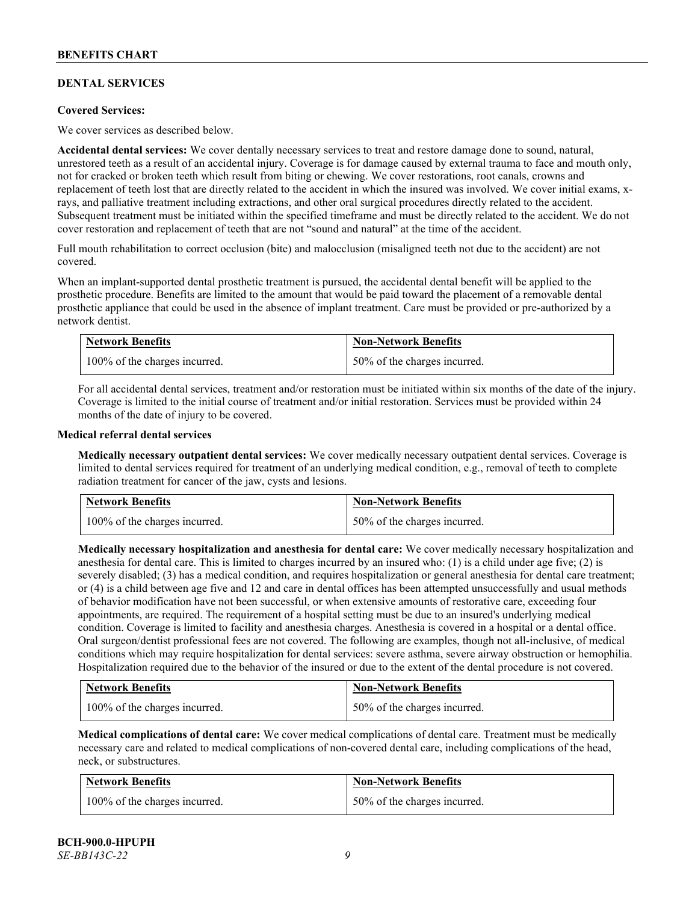## DENTAL SERVICES

**Covered Services:**

We cover services as described below.

**Accidental dental services:** We cover dentally necessary services to treat and restore damage done to sound, natural, unrestored teeth as a result of an accidental injury. Coverage is for damage caused by external trauma to face and mouth only, not for cracked or broken teeth which result from biting or chewing. We cover restorations, root canals, crowns and replacement of teeth lost that are directly related to the accident in which the insured was involved. We cover initial exams, x-rays, and palliative treatment including extractions, and other oral surgical procedures directly related to the accident. Subsequent treatment must be initiated within the specified timeframe and must be directly related to the accident. We do not cover restoration and replacement of teeth that are not "sound and natural" at the time of the accident.

Full mouth rehabilitation to correct occlusion (bite) and malocclusion (misaligned teeth not due to the accident) are not covered.

When an implant-supported dental prosthetic treatment is pursued, the accidental dental benefit will be applied to the prosthetic procedure. Benefits are limited to the amount that would be paid toward the placement of a removable dental prosthetic appliance that could be used in the absence of implant treatment. Care must be provided or pre-authorized by a network dentist.

| Network Benefits | Non-Network Benefits |
|---|---|
| 100% of the charges incurred. | 50% of the charges incurred. |

For all accidental dental services, treatment and/or restoration must be initiated within six months of the date of the injury. Coverage is limited to the initial course of treatment and/or initial restoration. Services must be provided within 24 months of the date of injury to be covered.

**Medical referral dental services**

**Medically necessary outpatient dental services:** We cover medically necessary outpatient dental services. Coverage is limited to dental services required for treatment of an underlying medical condition, e.g., removal of teeth to complete radiation treatment for cancer of the jaw, cysts and lesions.

| Network Benefits | Non-Network Benefits |
|---|---|
| 100% of the charges incurred. | 50% of the charges incurred. |

**Medically necessary hospitalization and anesthesia for dental care:** We cover medically necessary hospitalization and anesthesia for dental care. This is limited to charges incurred by an insured who: (1) is a child under age five; (2) is severely disabled; (3) has a medical condition, and requires hospitalization or general anesthesia for dental care treatment; or (4) is a child between age five and 12 and care in dental offices has been attempted unsuccessfully and usual methods of behavior modification have not been successful, or when extensive amounts of restorative care, exceeding four appointments, are required. The requirement of a hospital setting must be due to an insured's underlying medical condition. Coverage is limited to facility and anesthesia charges. Anesthesia is covered in a hospital or a dental office. Oral surgeon/dentist professional fees are not covered. The following are examples, though not all-inclusive, of medical conditions which may require hospitalization for dental services: severe asthma, severe airway obstruction or hemophilia. Hospitalization required due to the behavior of the insured or due to the extent of the dental procedure is not covered.

| Network Benefits | Non-Network Benefits |
|---|---|
| 100% of the charges incurred. | 50% of the charges incurred. |

**Medical complications of dental care:** We cover medical complications of dental care. Treatment must be medically necessary care and related to medical complications of non-covered dental care, including complications of the head, neck, or substructures.

| Network Benefits | Non-Network Benefits |
|---|---|
| 100% of the charges incurred. | 50% of the charges incurred. |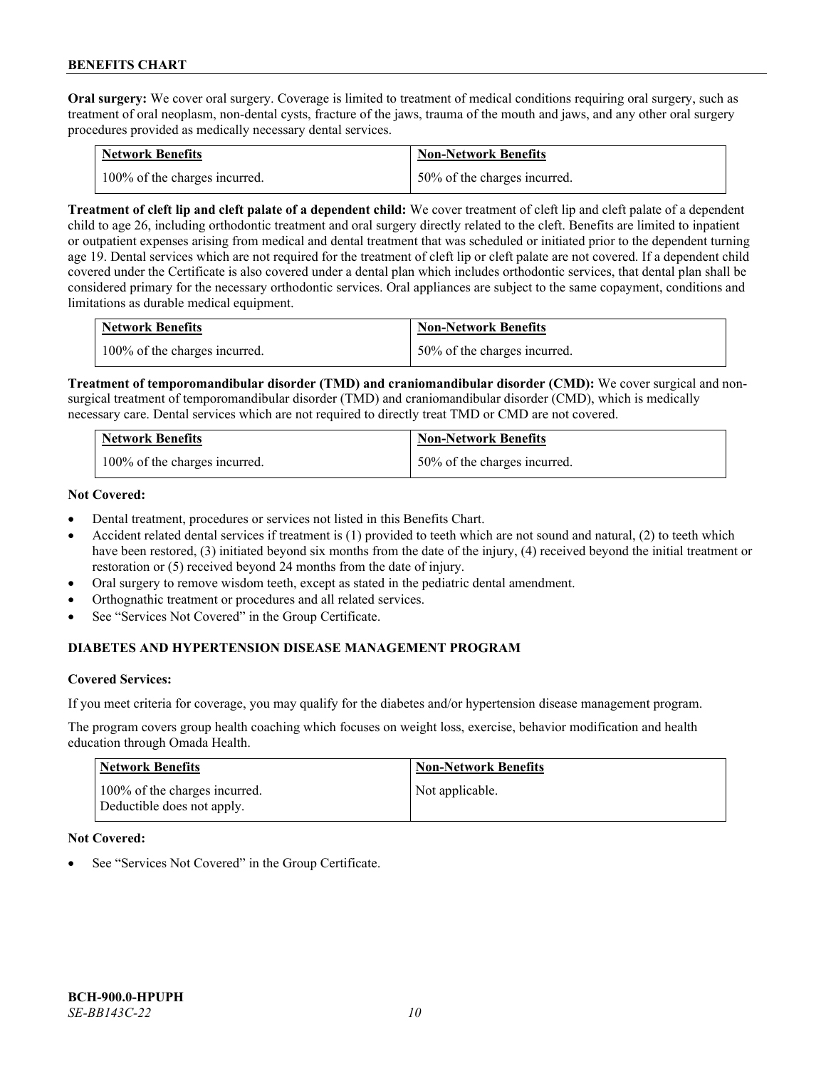**Oral surgery:** We cover oral surgery. Coverage is limited to treatment of medical conditions requiring oral surgery, such as treatment of oral neoplasm, non-dental cysts, fracture of the jaws, trauma of the mouth and jaws, and any other oral surgery procedures provided as medically necessary dental services.

| Network Benefits | Non-Network Benefits |
| --- | --- |
| 100% of the charges incurred. | 50% of the charges incurred. |

**Treatment of cleft lip and cleft palate of a dependent child:** We cover treatment of cleft lip and cleft palate of a dependent child to age 26, including orthodontic treatment and oral surgery directly related to the cleft. Benefits are limited to inpatient or outpatient expenses arising from medical and dental treatment that was scheduled or initiated prior to the dependent turning age 19. Dental services which are not required for the treatment of cleft lip or cleft palate are not covered. If a dependent child covered under the Certificate is also covered under a dental plan which includes orthodontic services, that dental plan shall be considered primary for the necessary orthodontic services. Oral appliances are subject to the same copayment, conditions and limitations as durable medical equipment.

| Network Benefits | Non-Network Benefits |
| --- | --- |
| 100% of the charges incurred. | 50% of the charges incurred. |

**Treatment of temporomandibular disorder (TMD) and craniomandibular disorder (CMD):** We cover surgical and non-surgical treatment of temporomandibular disorder (TMD) and craniomandibular disorder (CMD), which is medically necessary care. Dental services which are not required to directly treat TMD or CMD are not covered.

| Network Benefits | Non-Network Benefits |
| --- | --- |
| 100% of the charges incurred. | 50% of the charges incurred. |

**Not Covered:**

- Dental treatment, procedures or services not listed in this Benefits Chart.
- Accident related dental services if treatment is (1) provided to teeth which are not sound and natural, (2) to teeth which have been restored, (3) initiated beyond six months from the date of the injury, (4) received beyond the initial treatment or restoration or (5) received beyond 24 months from the date of injury.
- Oral surgery to remove wisdom teeth, except as stated in the pediatric dental amendment.
- Orthognathic treatment or procedures and all related services.
- See "Services Not Covered" in the Group Certificate.

## DIABETES AND HYPERTENSION DISEASE MANAGEMENT PROGRAM

**Covered Services:**

If you meet criteria for coverage, you may qualify for the diabetes and/or hypertension disease management program.

The program covers group health coaching which focuses on weight loss, exercise, behavior modification and health education through Omada Health.

| Network Benefits | Non-Network Benefits |
| --- | --- |
| 100% of the charges incurred. Deductible does not apply. | Not applicable. |

**Not Covered:**

- See "Services Not Covered" in the Group Certificate.

**BCH-900.0-HPUPH**
*SE-BB143C-22*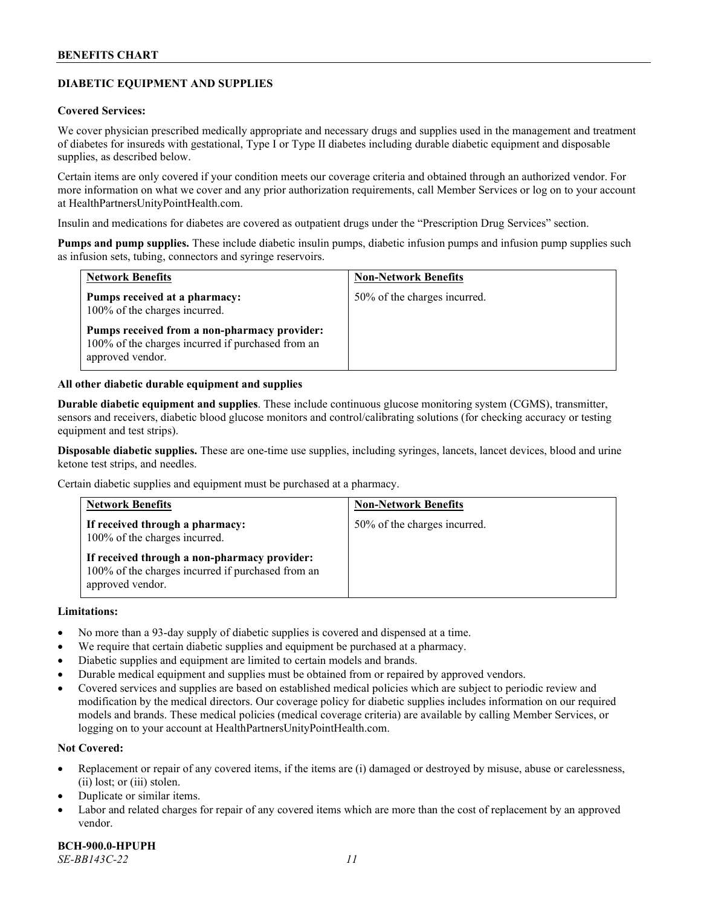## DIABETIC EQUIPMENT AND SUPPLIES

**Covered Services:**

We cover physician prescribed medically appropriate and necessary drugs and supplies used in the management and treatment of diabetes for insureds with gestational, Type I or Type II diabetes including durable diabetic equipment and disposable supplies, as described below.

Certain items are only covered if your condition meets our coverage criteria and obtained through an authorized vendor. For more information on what we cover and any prior authorization requirements, call Member Services or log on to your account at HealthPartnersUnityPointHealth.com.

Insulin and medications for diabetes are covered as outpatient drugs under the "Prescription Drug Services" section.

**Pumps and pump supplies.** These include diabetic insulin pumps, diabetic infusion pumps and infusion pump supplies such as infusion sets, tubing, connectors and syringe reservoirs.

| Network Benefits | Non-Network Benefits |
|---|---|
| **Pumps received at a pharmacy:** 100% of the charges incurred.<br><br>**Pumps received from a non-pharmacy provider:** 100% of the charges incurred if purchased from an approved vendor. | 50% of the charges incurred. |

**All other diabetic durable equipment and supplies**

**Durable diabetic equipment and supplies**. These include continuous glucose monitoring system (CGMS), transmitter, sensors and receivers, diabetic blood glucose monitors and control/calibrating solutions (for checking accuracy or testing equipment and test strips).

**Disposable diabetic supplies.** These are one-time use supplies, including syringes, lancets, lancet devices, blood and urine ketone test strips, and needles.

Certain diabetic supplies and equipment must be purchased at a pharmacy.

| Network Benefits | Non-Network Benefits |
|---|---|
| **If received through a pharmacy:** 100% of the charges incurred.<br><br>**If received through a non-pharmacy provider:** 100% of the charges incurred if purchased from an approved vendor. | 50% of the charges incurred. |

**Limitations:**

- No more than a 93-day supply of diabetic supplies is covered and dispensed at a time.
- We require that certain diabetic supplies and equipment be purchased at a pharmacy.
- Diabetic supplies and equipment are limited to certain models and brands.
- Durable medical equipment and supplies must be obtained from or repaired by approved vendors.
- Covered services and supplies are based on established medical policies which are subject to periodic review and modification by the medical directors. Our coverage policy for diabetic supplies includes information on our required models and brands. These medical policies (medical coverage criteria) are available by calling Member Services, or logging on to your account at HealthPartnersUnityPointHealth.com.

**Not Covered:**

- Replacement or repair of any covered items, if the items are (i) damaged or destroyed by misuse, abuse or carelessness, (ii) lost; or (iii) stolen.
- Duplicate or similar items.
- Labor and related charges for repair of any covered items which are more than the cost of replacement by an approved vendor.

**BCH-900.0-HPUPH**
*SE-BB143C-22*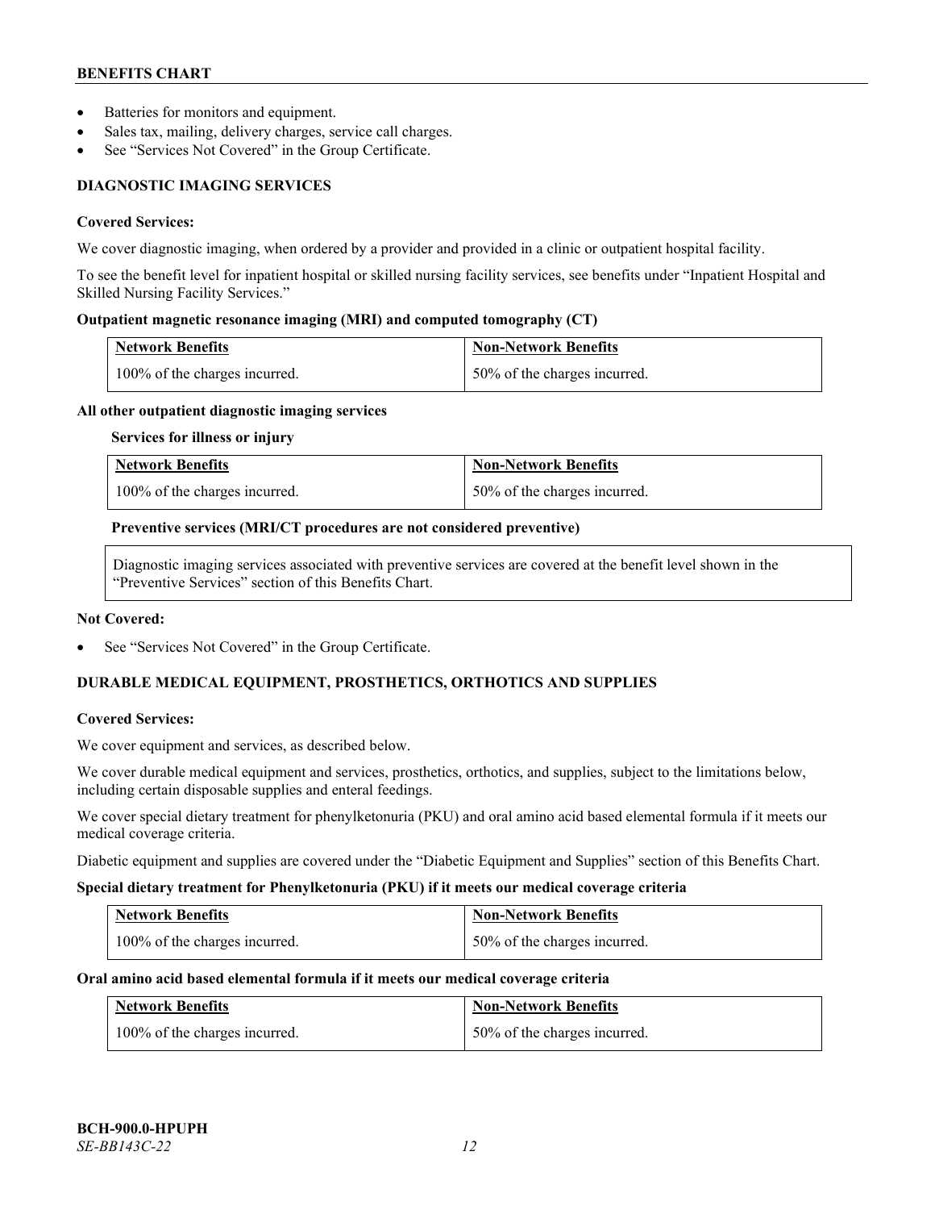- Batteries for monitors and equipment.
- Sales tax, mailing, delivery charges, service call charges.
- See "Services Not Covered" in the Group Certificate.

## DIAGNOSTIC IMAGING SERVICES

**Covered Services:**

We cover diagnostic imaging, when ordered by a provider and provided in a clinic or outpatient hospital facility.

To see the benefit level for inpatient hospital or skilled nursing facility services, see benefits under "Inpatient Hospital and Skilled Nursing Facility Services."

**Outpatient magnetic resonance imaging (MRI) and computed tomography (CT)**

| Network Benefits | Non-Network Benefits |
|---|---|
| 100% of the charges incurred. | 50% of the charges incurred. |

**All other outpatient diagnostic imaging services**

**Services for illness or injury**

| Network Benefits | Non-Network Benefits |
|---|---|
| 100% of the charges incurred. | 50% of the charges incurred. |

**Preventive services (MRI/CT procedures are not considered preventive)**

Diagnostic imaging services associated with preventive services are covered at the benefit level shown in the "Preventive Services" section of this Benefits Chart.

**Not Covered:**

- See "Services Not Covered" in the Group Certificate.

## DURABLE MEDICAL EQUIPMENT, PROSTHETICS, ORTHOTICS AND SUPPLIES

**Covered Services:**

We cover equipment and services, as described below.

We cover durable medical equipment and services, prosthetics, orthotics, and supplies, subject to the limitations below, including certain disposable supplies and enteral feedings.

We cover special dietary treatment for phenylketonuria (PKU) and oral amino acid based elemental formula if it meets our medical coverage criteria.

Diabetic equipment and supplies are covered under the "Diabetic Equipment and Supplies" section of this Benefits Chart.

**Special dietary treatment for Phenylketonuria (PKU) if it meets our medical coverage criteria**

| Network Benefits | Non-Network Benefits |
|---|---|
| 100% of the charges incurred. | 50% of the charges incurred. |

**Oral amino acid based elemental formula if it meets our medical coverage criteria**

| Network Benefits | Non-Network Benefits |
|---|---|
| 100% of the charges incurred. | 50% of the charges incurred. |

**BCH-900.0-HPUPH**
*SE-BB143C-22*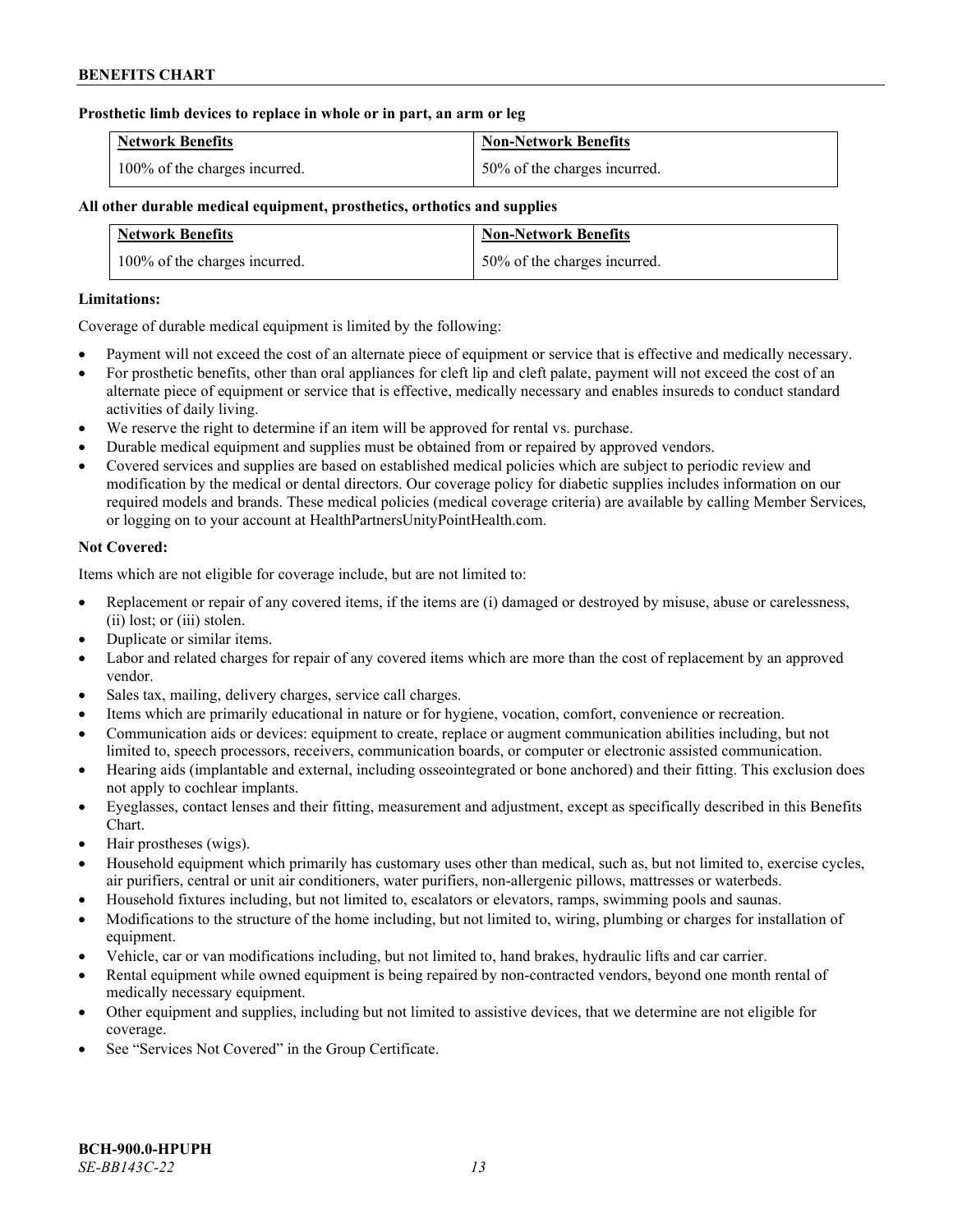**Prosthetic limb devices to replace in whole or in part, an arm or leg**

| Network Benefits | Non-Network Benefits |
| --- | --- |
| 100% of the charges incurred. | 50% of the charges incurred. |

**All other durable medical equipment, prosthetics, orthotics and supplies**

| Network Benefits | Non-Network Benefits |
| --- | --- |
| 100% of the charges incurred. | 50% of the charges incurred. |

**Limitations:**

Coverage of durable medical equipment is limited by the following:

- Payment will not exceed the cost of an alternate piece of equipment or service that is effective and medically necessary.
- For prosthetic benefits, other than oral appliances for cleft lip and cleft palate, payment will not exceed the cost of an alternate piece of equipment or service that is effective, medically necessary and enables insureds to conduct standard activities of daily living.
- We reserve the right to determine if an item will be approved for rental vs. purchase.
- Durable medical equipment and supplies must be obtained from or repaired by approved vendors.
- Covered services and supplies are based on established medical policies which are subject to periodic review and modification by the medical or dental directors. Our coverage policy for diabetic supplies includes information on our required models and brands. These medical policies (medical coverage criteria) are available by calling Member Services, or logging on to your account at HealthPartnersUnityPointHealth.com.

**Not Covered:**

Items which are not eligible for coverage include, but are not limited to:

- Replacement or repair of any covered items, if the items are (i) damaged or destroyed by misuse, abuse or carelessness, (ii) lost; or (iii) stolen.
- Duplicate or similar items.
- Labor and related charges for repair of any covered items which are more than the cost of replacement by an approved vendor.
- Sales tax, mailing, delivery charges, service call charges.
- Items which are primarily educational in nature or for hygiene, vocation, comfort, convenience or recreation.
- Communication aids or devices: equipment to create, replace or augment communication abilities including, but not limited to, speech processors, receivers, communication boards, or computer or electronic assisted communication.
- Hearing aids (implantable and external, including osseointegrated or bone anchored) and their fitting. This exclusion does not apply to cochlear implants.
- Eyeglasses, contact lenses and their fitting, measurement and adjustment, except as specifically described in this Benefits Chart.
- Hair prostheses (wigs).
- Household equipment which primarily has customary uses other than medical, such as, but not limited to, exercise cycles, air purifiers, central or unit air conditioners, water purifiers, non-allergenic pillows, mattresses or waterbeds.
- Household fixtures including, but not limited to, escalators or elevators, ramps, swimming pools and saunas.
- Modifications to the structure of the home including, but not limited to, wiring, plumbing or charges for installation of equipment.
- Vehicle, car or van modifications including, but not limited to, hand brakes, hydraulic lifts and car carrier.
- Rental equipment while owned equipment is being repaired by non-contracted vendors, beyond one month rental of medically necessary equipment.
- Other equipment and supplies, including but not limited to assistive devices, that we determine are not eligible for coverage.
- See "Services Not Covered" in the Group Certificate.

**BCH-900.0-HPUPH**
*SE-BB143C-22*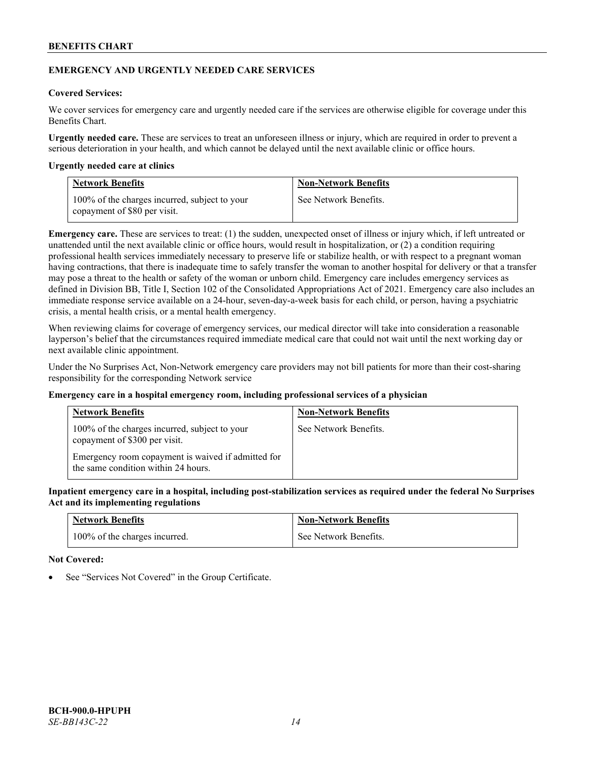## EMERGENCY AND URGENTLY NEEDED CARE SERVICES

**Covered Services:**

We cover services for emergency care and urgently needed care if the services are otherwise eligible for coverage under this Benefits Chart.

**Urgently needed care.** These are services to treat an unforeseen illness or injury, which are required in order to prevent a serious deterioration in your health, and which cannot be delayed until the next available clinic or office hours.

**Urgently needed care at clinics**

| Network Benefits | Non-Network Benefits |
| --- | --- |
| 100% of the charges incurred, subject to your copayment of $80 per visit. | See Network Benefits. |

**Emergency care.** These are services to treat: (1) the sudden, unexpected onset of illness or injury which, if left untreated or unattended until the next available clinic or office hours, would result in hospitalization, or (2) a condition requiring professional health services immediately necessary to preserve life or stabilize health, or with respect to a pregnant woman having contractions, that there is inadequate time to safely transfer the woman to another hospital for delivery or that a transfer may pose a threat to the health or safety of the woman or unborn child. Emergency care includes emergency services as defined in Division BB, Title I, Section 102 of the Consolidated Appropriations Act of 2021. Emergency care also includes an immediate response service available on a 24-hour, seven-day-a-week basis for each child, or person, having a psychiatric crisis, a mental health crisis, or a mental health emergency.

When reviewing claims for coverage of emergency services, our medical director will take into consideration a reasonable layperson's belief that the circumstances required immediate medical care that could not wait until the next working day or next available clinic appointment.

Under the No Surprises Act, Non-Network emergency care providers may not bill patients for more than their cost-sharing responsibility for the corresponding Network service

**Emergency care in a hospital emergency room, including professional services of a physician**

| Network Benefits | Non-Network Benefits |
| --- | --- |
| 100% of the charges incurred, subject to your copayment of $300 per visit.<br><br>Emergency room copayment is waived if admitted for the same condition within 24 hours. | See Network Benefits. |

**Inpatient emergency care in a hospital, including post-stabilization services as required under the federal No Surprises Act and its implementing regulations**

| Network Benefits | Non-Network Benefits |
| --- | --- |
| 100% of the charges incurred. | See Network Benefits. |

**Not Covered:**

- See "Services Not Covered" in the Group Certificate.

**BCH-900.0-HPUPH**
*SE-BB143C-22*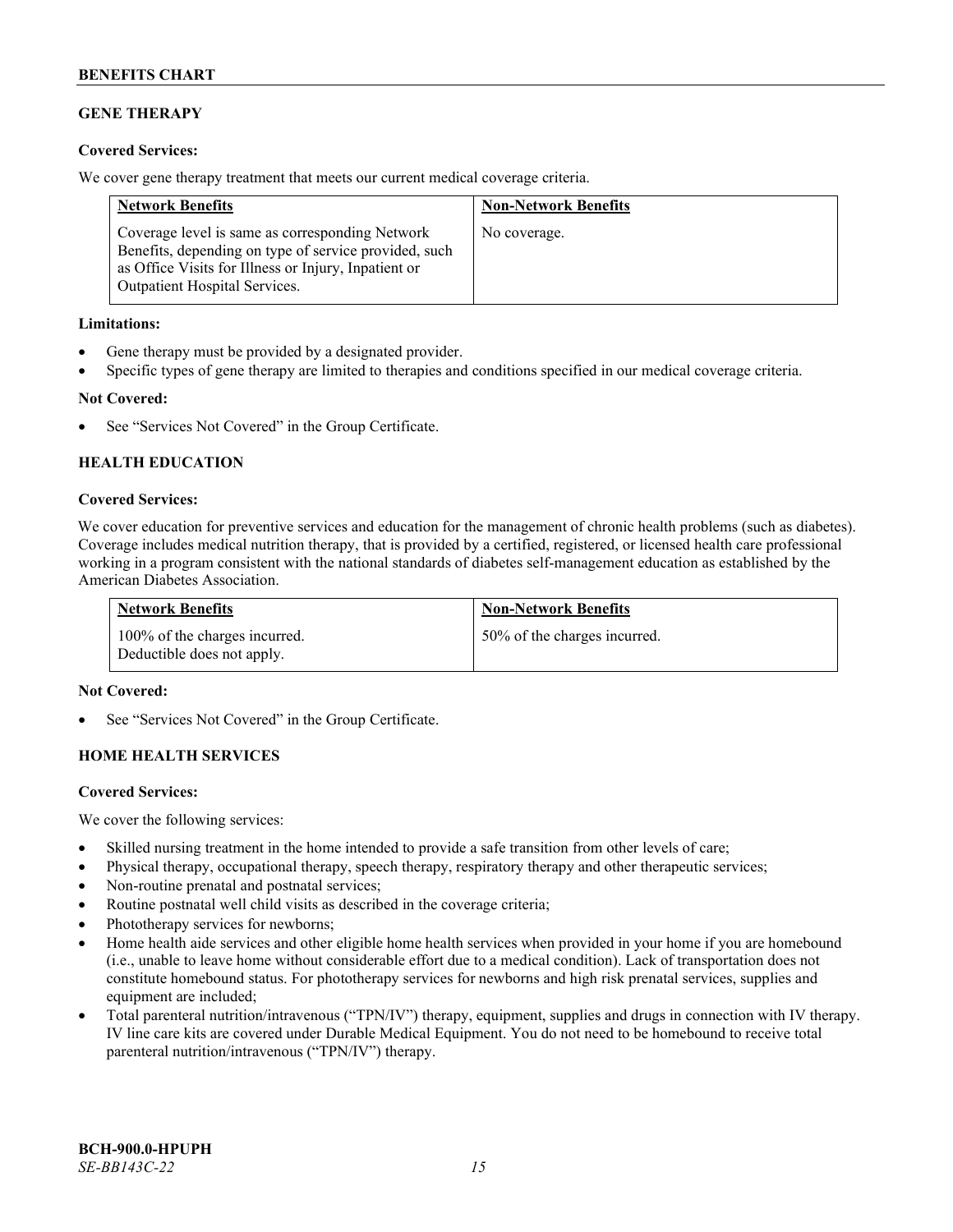## GENE THERAPY

**Covered Services:**

We cover gene therapy treatment that meets our current medical coverage criteria.

| Network Benefits | Non-Network Benefits |
|---|---|
| Coverage level is same as corresponding Network Benefits, depending on type of service provided, such as Office Visits for Illness or Injury, Inpatient or Outpatient Hospital Services. | No coverage. |

**Limitations:**

- Gene therapy must be provided by a designated provider.
- Specific types of gene therapy are limited to therapies and conditions specified in our medical coverage criteria.

**Not Covered:**

- See "Services Not Covered" in the Group Certificate.

## HEALTH EDUCATION

**Covered Services:**

We cover education for preventive services and education for the management of chronic health problems (such as diabetes). Coverage includes medical nutrition therapy, that is provided by a certified, registered, or licensed health care professional working in a program consistent with the national standards of diabetes self-management education as established by the American Diabetes Association.

| Network Benefits | Non-Network Benefits |
|---|---|
| 100% of the charges incurred. Deductible does not apply. | 50% of the charges incurred. |

**Not Covered:**

- See "Services Not Covered" in the Group Certificate.

## HOME HEALTH SERVICES

**Covered Services:**

We cover the following services:

- Skilled nursing treatment in the home intended to provide a safe transition from other levels of care;
- Physical therapy, occupational therapy, speech therapy, respiratory therapy and other therapeutic services;
- Non-routine prenatal and postnatal services;
- Routine postnatal well child visits as described in the coverage criteria;
- Phototherapy services for newborns;
- Home health aide services and other eligible home health services when provided in your home if you are homebound (i.e., unable to leave home without considerable effort due to a medical condition). Lack of transportation does not constitute homebound status. For phototherapy services for newborns and high risk prenatal services, supplies and equipment are included;
- Total parenteral nutrition/intravenous ("TPN/IV") therapy, equipment, supplies and drugs in connection with IV therapy. IV line care kits are covered under Durable Medical Equipment. You do not need to be homebound to receive total parenteral nutrition/intravenous ("TPN/IV") therapy.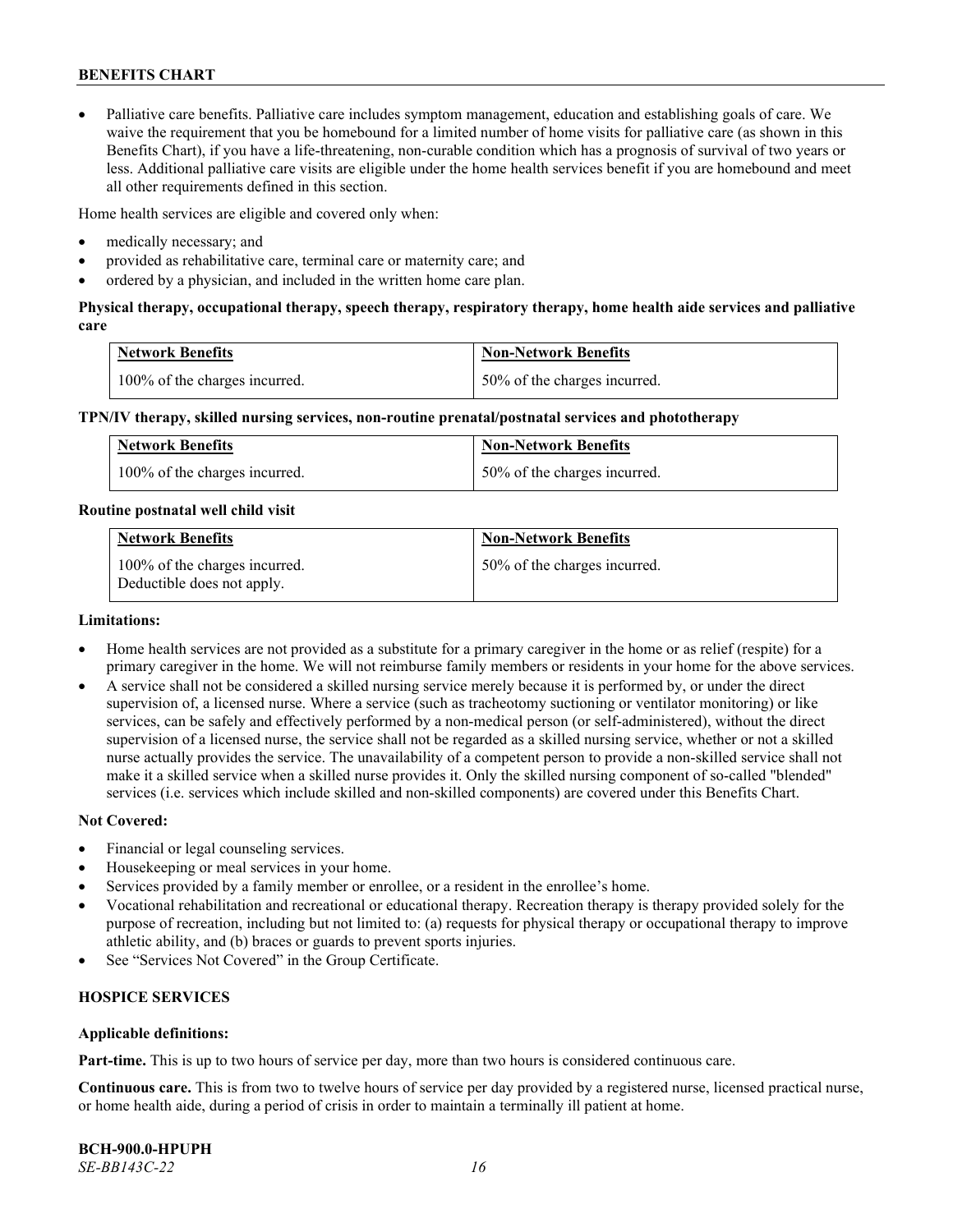- Palliative care benefits. Palliative care includes symptom management, education and establishing goals of care. We waive the requirement that you be homebound for a limited number of home visits for palliative care (as shown in this Benefits Chart), if you have a life-threatening, non-curable condition which has a prognosis of survival of two years or less. Additional palliative care visits are eligible under the home health services benefit if you are homebound and meet all other requirements defined in this section.

Home health services are eligible and covered only when:

- medically necessary; and
- provided as rehabilitative care, terminal care or maternity care; and
- ordered by a physician, and included in the written home care plan.

**Physical therapy, occupational therapy, speech therapy, respiratory therapy, home health aide services and palliative care**

| Network Benefits | Non-Network Benefits |
| --- | --- |
| 100% of the charges incurred. | 50% of the charges incurred. |

**TPN/IV therapy, skilled nursing services, non-routine prenatal/postnatal services and phototherapy**

| Network Benefits | Non-Network Benefits |
| --- | --- |
| 100% of the charges incurred. | 50% of the charges incurred. |

**Routine postnatal well child visit**

| Network Benefits | Non-Network Benefits |
| --- | --- |
| 100% of the charges incurred. Deductible does not apply. | 50% of the charges incurred. |

**Limitations:**

- Home health services are not provided as a substitute for a primary caregiver in the home or as relief (respite) for a primary caregiver in the home. We will not reimburse family members or residents in your home for the above services.
- A service shall not be considered a skilled nursing service merely because it is performed by, or under the direct supervision of, a licensed nurse. Where a service (such as tracheotomy suctioning or ventilator monitoring) or like services, can be safely and effectively performed by a non-medical person (or self-administered), without the direct supervision of a licensed nurse, the service shall not be regarded as a skilled nursing service, whether or not a skilled nurse actually provides the service. The unavailability of a competent person to provide a non-skilled service shall not make it a skilled service when a skilled nurse provides it. Only the skilled nursing component of so-called "blended" services (i.e. services which include skilled and non-skilled components) are covered under this Benefits Chart.

**Not Covered:**

- Financial or legal counseling services.
- Housekeeping or meal services in your home.
- Services provided by a family member or enrollee, or a resident in the enrollee's home.
- Vocational rehabilitation and recreational or educational therapy. Recreation therapy is therapy provided solely for the purpose of recreation, including but not limited to: (a) requests for physical therapy or occupational therapy to improve athletic ability, and (b) braces or guards to prevent sports injuries.
- See "Services Not Covered" in the Group Certificate.

## HOSPICE SERVICES

**Applicable definitions:**

**Part-time.** This is up to two hours of service per day, more than two hours is considered continuous care.

**Continuous care.** This is from two to twelve hours of service per day provided by a registered nurse, licensed practical nurse, or home health aide, during a period of crisis in order to maintain a terminally ill patient at home.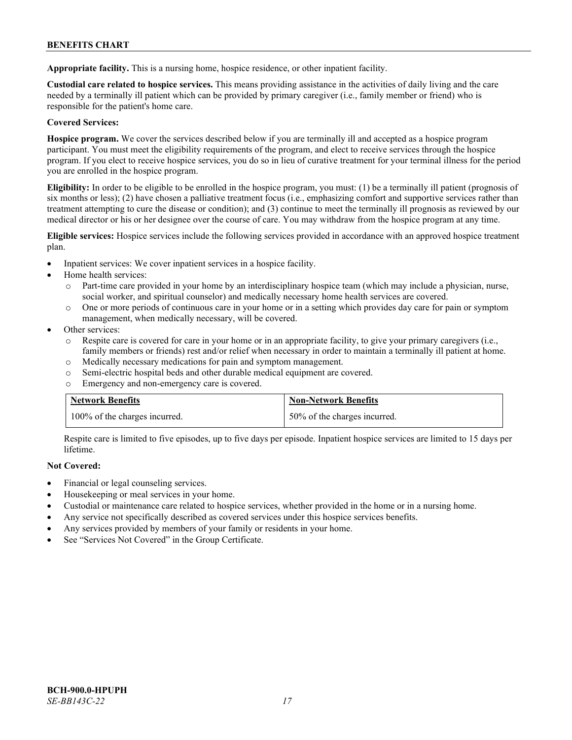**Appropriate facility.** This is a nursing home, hospice residence, or other inpatient facility.

**Custodial care related to hospice services.** This means providing assistance in the activities of daily living and the care needed by a terminally ill patient which can be provided by primary caregiver (i.e., family member or friend) who is responsible for the patient's home care.

**Covered Services:**

**Hospice program.** We cover the services described below if you are terminally ill and accepted as a hospice program participant. You must meet the eligibility requirements of the program, and elect to receive services through the hospice program. If you elect to receive hospice services, you do so in lieu of curative treatment for your terminal illness for the period you are enrolled in the hospice program.

**Eligibility:** In order to be eligible to be enrolled in the hospice program, you must: (1) be a terminally ill patient (prognosis of six months or less); (2) have chosen a palliative treatment focus (i.e., emphasizing comfort and supportive services rather than treatment attempting to cure the disease or condition); and (3) continue to meet the terminally ill prognosis as reviewed by our medical director or his or her designee over the course of care. You may withdraw from the hospice program at any time.

**Eligible services:** Hospice services include the following services provided in accordance with an approved hospice treatment plan.

- Inpatient services: We cover inpatient services in a hospice facility.
- Home health services:
  - Part-time care provided in your home by an interdisciplinary hospice team (which may include a physician, nurse, social worker, and spiritual counselor) and medically necessary home health services are covered.
  - One or more periods of continuous care in your home or in a setting which provides day care for pain or symptom management, when medically necessary, will be covered.
- Other services:
  - Respite care is covered for care in your home or in an appropriate facility, to give your primary caregivers (i.e., family members or friends) rest and/or relief when necessary in order to maintain a terminally ill patient at home.
  - Medically necessary medications for pain and symptom management.
  - Semi-electric hospital beds and other durable medical equipment are covered.
  - Emergency and non-emergency care is covered.

| Network Benefits | Non-Network Benefits |
|---|---|
| 100% of the charges incurred. | 50% of the charges incurred. |

Respite care is limited to five episodes, up to five days per episode. Inpatient hospice services are limited to 15 days per lifetime.

**Not Covered:**

- Financial or legal counseling services.
- Housekeeping or meal services in your home.
- Custodial or maintenance care related to hospice services, whether provided in the home or in a nursing home.
- Any service not specifically described as covered services under this hospice services benefits.
- Any services provided by members of your family or residents in your home.
- See "Services Not Covered" in the Group Certificate.

**BCH-900.0-HPUPH**
*SE-BB143C-22*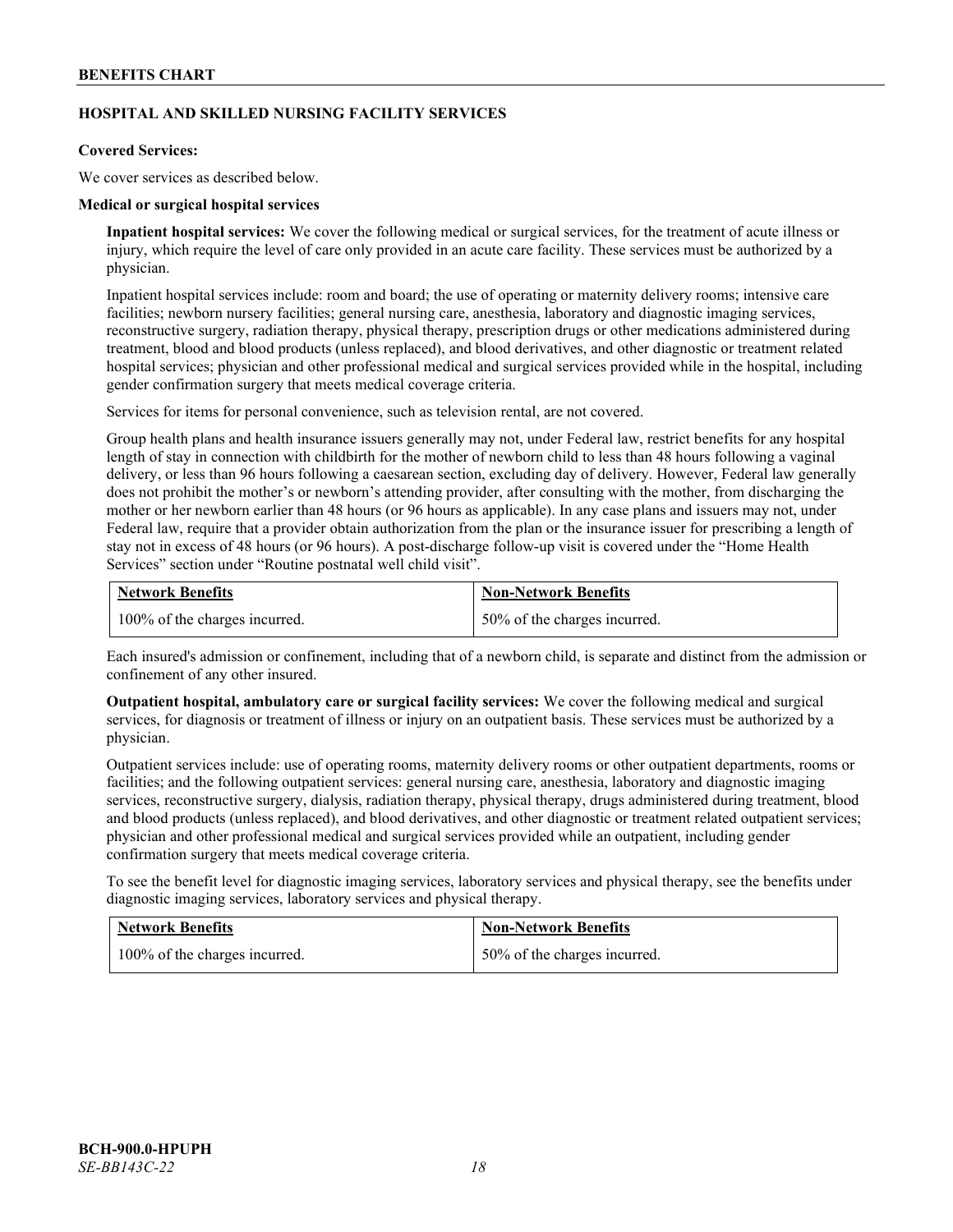## HOSPITAL AND SKILLED NURSING FACILITY SERVICES

**Covered Services:**

We cover services as described below.

**Medical or surgical hospital services**

**Inpatient hospital services:** We cover the following medical or surgical services, for the treatment of acute illness or injury, which require the level of care only provided in an acute care facility. These services must be authorized by a physician.

Inpatient hospital services include: room and board; the use of operating or maternity delivery rooms; intensive care facilities; newborn nursery facilities; general nursing care, anesthesia, laboratory and diagnostic imaging services, reconstructive surgery, radiation therapy, physical therapy, prescription drugs or other medications administered during treatment, blood and blood products (unless replaced), and blood derivatives, and other diagnostic or treatment related hospital services; physician and other professional medical and surgical services provided while in the hospital, including gender confirmation surgery that meets medical coverage criteria.

Services for items for personal convenience, such as television rental, are not covered.

Group health plans and health insurance issuers generally may not, under Federal law, restrict benefits for any hospital length of stay in connection with childbirth for the mother of newborn child to less than 48 hours following a vaginal delivery, or less than 96 hours following a caesarean section, excluding day of delivery. However, Federal law generally does not prohibit the mother's or newborn's attending provider, after consulting with the mother, from discharging the mother or her newborn earlier than 48 hours (or 96 hours as applicable). In any case plans and issuers may not, under Federal law, require that a provider obtain authorization from the plan or the insurance issuer for prescribing a length of stay not in excess of 48 hours (or 96 hours). A post-discharge follow-up visit is covered under the "Home Health Services" section under "Routine postnatal well child visit".

| Network Benefits | Non-Network Benefits |
| --- | --- |
| 100% of the charges incurred. | 50% of the charges incurred. |

Each insured's admission or confinement, including that of a newborn child, is separate and distinct from the admission or confinement of any other insured.

**Outpatient hospital, ambulatory care or surgical facility services:** We cover the following medical and surgical services, for diagnosis or treatment of illness or injury on an outpatient basis. These services must be authorized by a physician.

Outpatient services include: use of operating rooms, maternity delivery rooms or other outpatient departments, rooms or facilities; and the following outpatient services: general nursing care, anesthesia, laboratory and diagnostic imaging services, reconstructive surgery, dialysis, radiation therapy, physical therapy, drugs administered during treatment, blood and blood products (unless replaced), and blood derivatives, and other diagnostic or treatment related outpatient services; physician and other professional medical and surgical services provided while an outpatient, including gender confirmation surgery that meets medical coverage criteria.

To see the benefit level for diagnostic imaging services, laboratory services and physical therapy, see the benefits under diagnostic imaging services, laboratory services and physical therapy.

| Network Benefits | Non-Network Benefits |
| --- | --- |
| 100% of the charges incurred. | 50% of the charges incurred. |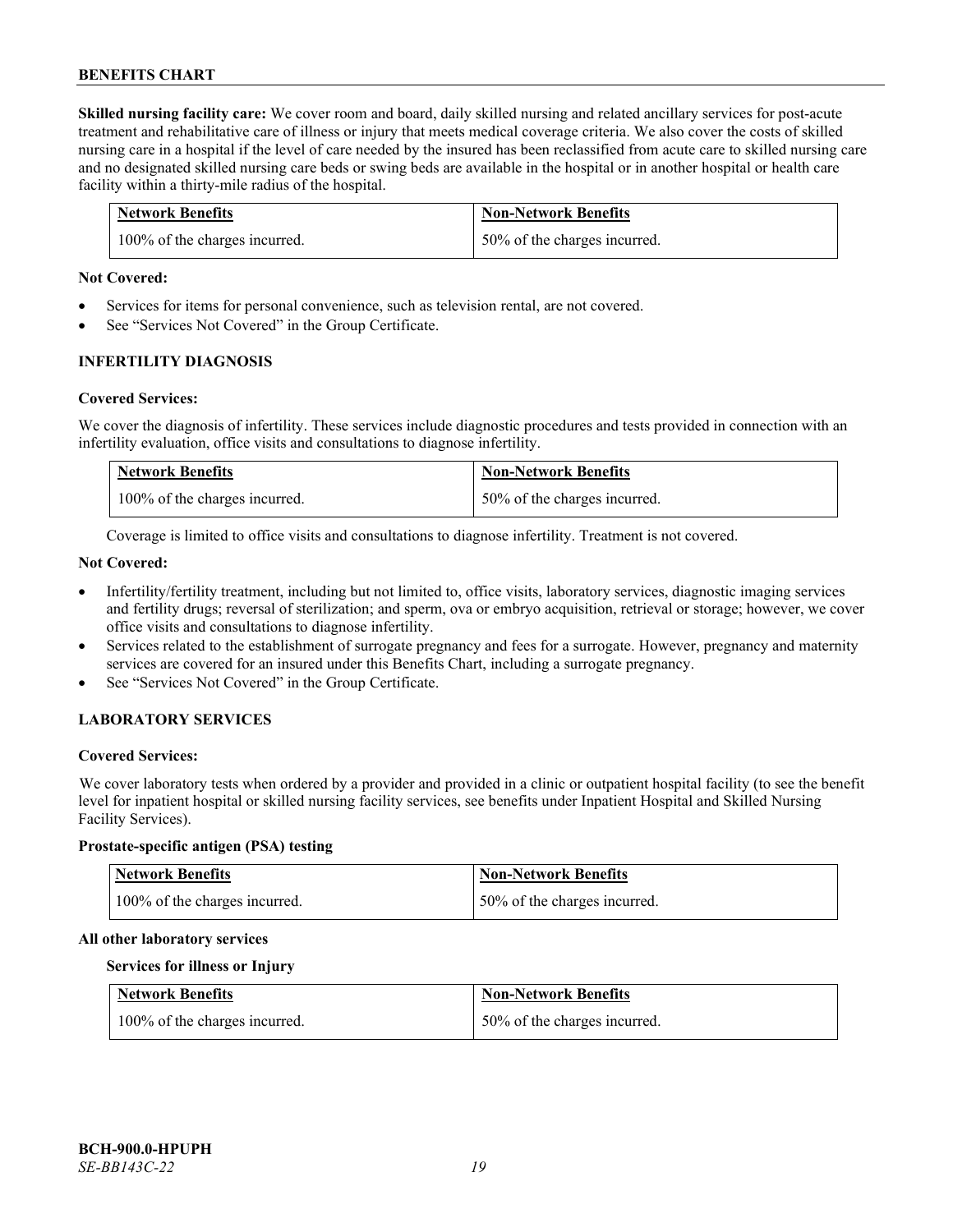**Skilled nursing facility care:** We cover room and board, daily skilled nursing and related ancillary services for post-acute treatment and rehabilitative care of illness or injury that meets medical coverage criteria. We also cover the costs of skilled nursing care in a hospital if the level of care needed by the insured has been reclassified from acute care to skilled nursing care and no designated skilled nursing care beds or swing beds are available in the hospital or in another hospital or health care facility within a thirty-mile radius of the hospital.

| Network Benefits | Non-Network Benefits |
|---|---|
| 100% of the charges incurred. | 50% of the charges incurred. |

**Not Covered:**

- Services for items for personal convenience, such as television rental, are not covered.
- See "Services Not Covered" in the Group Certificate.

### INFERTILITY DIAGNOSIS

**Covered Services:**

We cover the diagnosis of infertility. These services include diagnostic procedures and tests provided in connection with an infertility evaluation, office visits and consultations to diagnose infertility.

| Network Benefits | Non-Network Benefits |
|---|---|
| 100% of the charges incurred. | 50% of the charges incurred. |

Coverage is limited to office visits and consultations to diagnose infertility. Treatment is not covered.

**Not Covered:**

- Infertility/fertility treatment, including but not limited to, office visits, laboratory services, diagnostic imaging services and fertility drugs; reversal of sterilization; and sperm, ova or embryo acquisition, retrieval or storage; however, we cover office visits and consultations to diagnose infertility.
- Services related to the establishment of surrogate pregnancy and fees for a surrogate. However, pregnancy and maternity services are covered for an insured under this Benefits Chart, including a surrogate pregnancy.
- See "Services Not Covered" in the Group Certificate.

### LABORATORY SERVICES

**Covered Services:**

We cover laboratory tests when ordered by a provider and provided in a clinic or outpatient hospital facility (to see the benefit level for inpatient hospital or skilled nursing facility services, see benefits under Inpatient Hospital and Skilled Nursing Facility Services).

**Prostate-specific antigen (PSA) testing**

| Network Benefits | Non-Network Benefits |
|---|---|
| 100% of the charges incurred. | 50% of the charges incurred. |

**All other laboratory services**

**Services for illness or Injury**

| Network Benefits | Non-Network Benefits |
|---|---|
| 100% of the charges incurred. | 50% of the charges incurred. |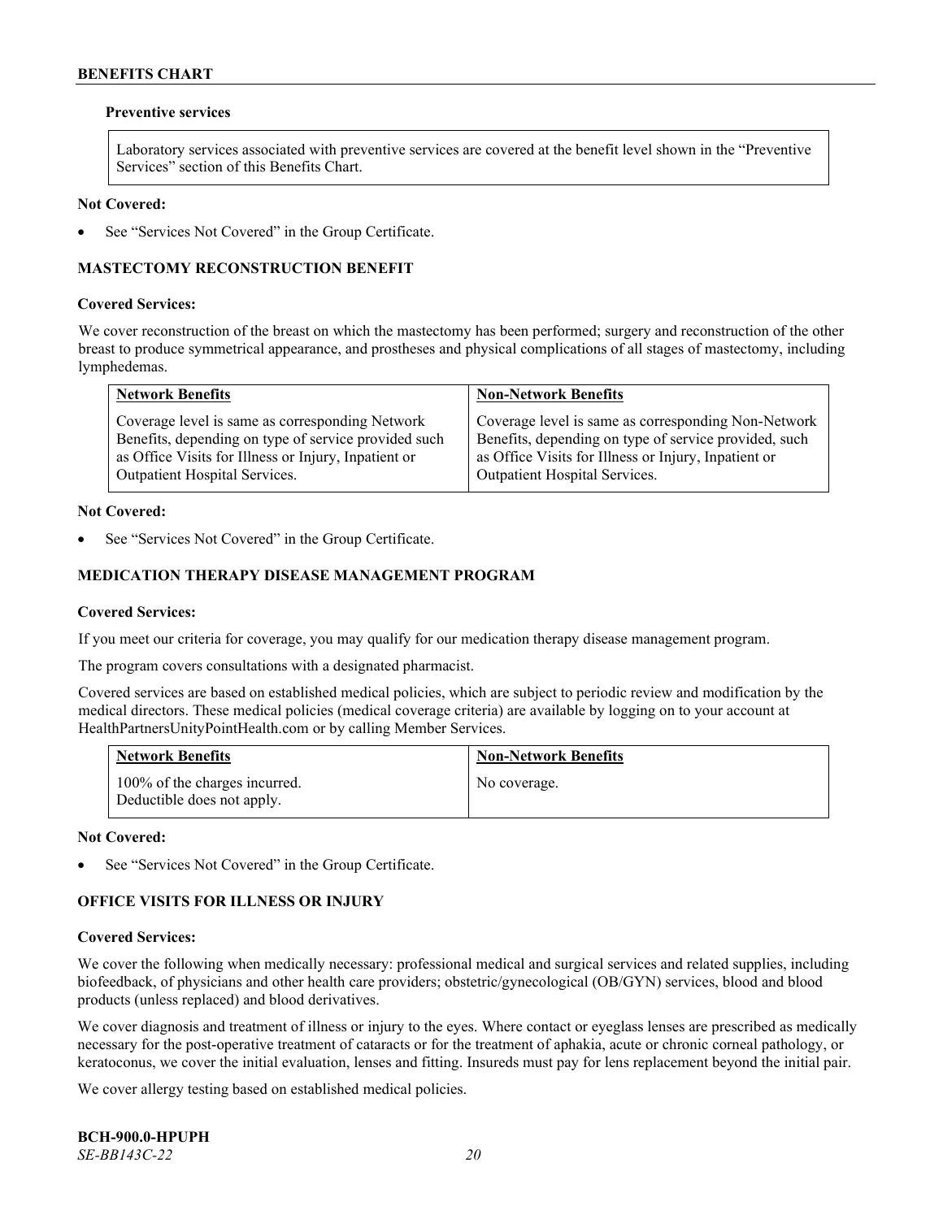**Preventive services**

| Laboratory services associated with preventive services are covered at the benefit level shown in the "Preventive Services" section of this Benefits Chart. |
|---|

**Not Covered:**

- See "Services Not Covered" in the Group Certificate.

## MASTECTOMY RECONSTRUCTION BENEFIT

**Covered Services:**

We cover reconstruction of the breast on which the mastectomy has been performed; surgery and reconstruction of the other breast to produce symmetrical appearance, and prostheses and physical complications of all stages of mastectomy, including lymphedemas.

| Network Benefits | Non-Network Benefits |
|---|---|
| Coverage level is same as corresponding Network Benefits, depending on type of service provided such as Office Visits for Illness or Injury, Inpatient or Outpatient Hospital Services. | Coverage level is same as corresponding Non-Network Benefits, depending on type of service provided, such as Office Visits for Illness or Injury, Inpatient or Outpatient Hospital Services. |

**Not Covered:**

- See "Services Not Covered" in the Group Certificate.

## MEDICATION THERAPY DISEASE MANAGEMENT PROGRAM

**Covered Services:**

If you meet our criteria for coverage, you may qualify for our medication therapy disease management program.

The program covers consultations with a designated pharmacist.

Covered services are based on established medical policies, which are subject to periodic review and modification by the medical directors. These medical policies (medical coverage criteria) are available by logging on to your account at HealthPartnersUnityPointHealth.com or by calling Member Services.

| Network Benefits | Non-Network Benefits |
|---|---|
| 100% of the charges incurred. Deductible does not apply. | No coverage. |

**Not Covered:**

- See "Services Not Covered" in the Group Certificate.

## OFFICE VISITS FOR ILLNESS OR INJURY

**Covered Services:**

We cover the following when medically necessary: professional medical and surgical services and related supplies, including biofeedback, of physicians and other health care providers; obstetric/gynecological (OB/GYN) services, blood and blood products (unless replaced) and blood derivatives.

We cover diagnosis and treatment of illness or injury to the eyes. Where contact or eyeglass lenses are prescribed as medically necessary for the post-operative treatment of cataracts or for the treatment of aphakia, acute or chronic corneal pathology, or keratoconus, we cover the initial evaluation, lenses and fitting. Insureds must pay for lens replacement beyond the initial pair.

We cover allergy testing based on established medical policies.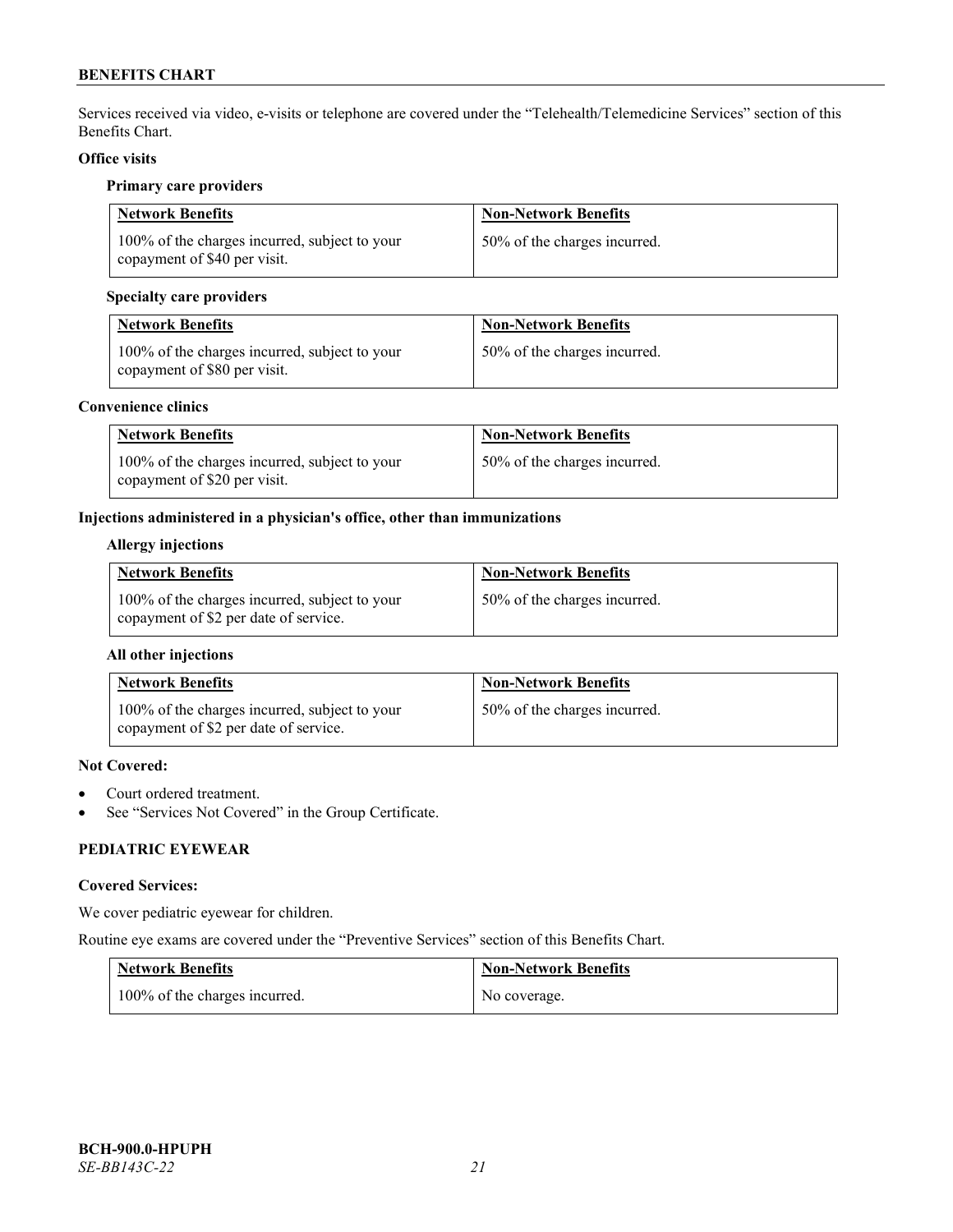Services received via video, e-visits or telephone are covered under the "Telehealth/Telemedicine Services" section of this Benefits Chart.

**Office visits**

**Primary care providers**

| Network Benefits | Non-Network Benefits |
| --- | --- |
| 100% of the charges incurred, subject to your copayment of $40 per visit. | 50% of the charges incurred. |

**Specialty care providers**

| Network Benefits | Non-Network Benefits |
| --- | --- |
| 100% of the charges incurred, subject to your copayment of $80 per visit. | 50% of the charges incurred. |

**Convenience clinics**

| Network Benefits | Non-Network Benefits |
| --- | --- |
| 100% of the charges incurred, subject to your copayment of $20 per visit. | 50% of the charges incurred. |

**Injections administered in a physician's office, other than immunizations**

**Allergy injections**

| Network Benefits | Non-Network Benefits |
| --- | --- |
| 100% of the charges incurred, subject to your copayment of $2 per date of service. | 50% of the charges incurred. |

**All other injections**

| Network Benefits | Non-Network Benefits |
| --- | --- |
| 100% of the charges incurred, subject to your copayment of $2 per date of service. | 50% of the charges incurred. |

**Not Covered:**

- Court ordered treatment.
- See "Services Not Covered" in the Group Certificate.

## PEDIATRIC EYEWEAR

**Covered Services:**

We cover pediatric eyewear for children.

Routine eye exams are covered under the "Preventive Services" section of this Benefits Chart.

| Network Benefits | Non-Network Benefits |
| --- | --- |
| 100% of the charges incurred. | No coverage. |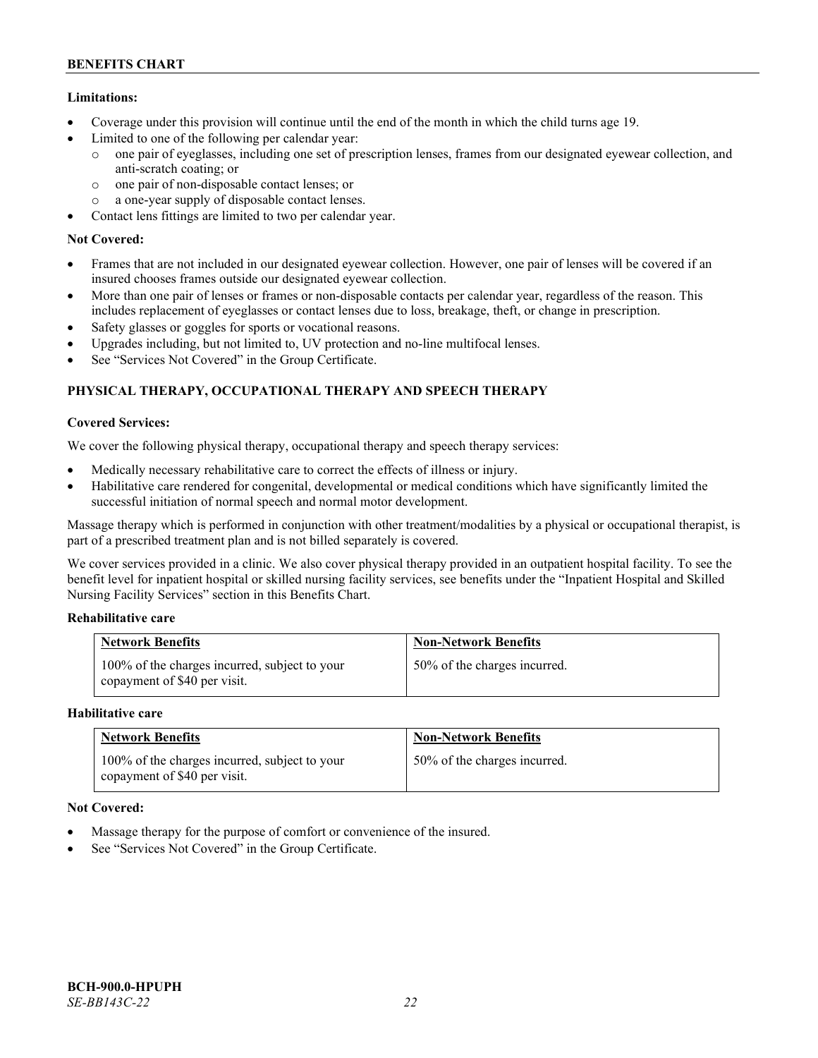**Limitations:**

- Coverage under this provision will continue until the end of the month in which the child turns age 19.
- Limited to one of the following per calendar year:
  - one pair of eyeglasses, including one set of prescription lenses, frames from our designated eyewear collection, and anti-scratch coating; or
  - one pair of non-disposable contact lenses; or
  - a one-year supply of disposable contact lenses.
- Contact lens fittings are limited to two per calendar year.

**Not Covered:**

- Frames that are not included in our designated eyewear collection. However, one pair of lenses will be covered if an insured chooses frames outside our designated eyewear collection.
- More than one pair of lenses or frames or non-disposable contacts per calendar year, regardless of the reason. This includes replacement of eyeglasses or contact lenses due to loss, breakage, theft, or change in prescription.
- Safety glasses or goggles for sports or vocational reasons.
- Upgrades including, but not limited to, UV protection and no-line multifocal lenses.
- See "Services Not Covered" in the Group Certificate.

## PHYSICAL THERAPY, OCCUPATIONAL THERAPY AND SPEECH THERAPY

**Covered Services:**

We cover the following physical therapy, occupational therapy and speech therapy services:

- Medically necessary rehabilitative care to correct the effects of illness or injury.
- Habilitative care rendered for congenital, developmental or medical conditions which have significantly limited the successful initiation of normal speech and normal motor development.

Massage therapy which is performed in conjunction with other treatment/modalities by a physical or occupational therapist, is part of a prescribed treatment plan and is not billed separately is covered.

We cover services provided in a clinic. We also cover physical therapy provided in an outpatient hospital facility. To see the benefit level for inpatient hospital or skilled nursing facility services, see benefits under the "Inpatient Hospital and Skilled Nursing Facility Services" section in this Benefits Chart.

**Rehabilitative care**

| Network Benefits | Non-Network Benefits |
|---|---|
| 100% of the charges incurred, subject to your copayment of $40 per visit. | 50% of the charges incurred. |

**Habilitative care**

| Network Benefits | Non-Network Benefits |
|---|---|
| 100% of the charges incurred, subject to your copayment of $40 per visit. | 50% of the charges incurred. |

**Not Covered:**

- Massage therapy for the purpose of comfort or convenience of the insured.
- See "Services Not Covered" in the Group Certificate.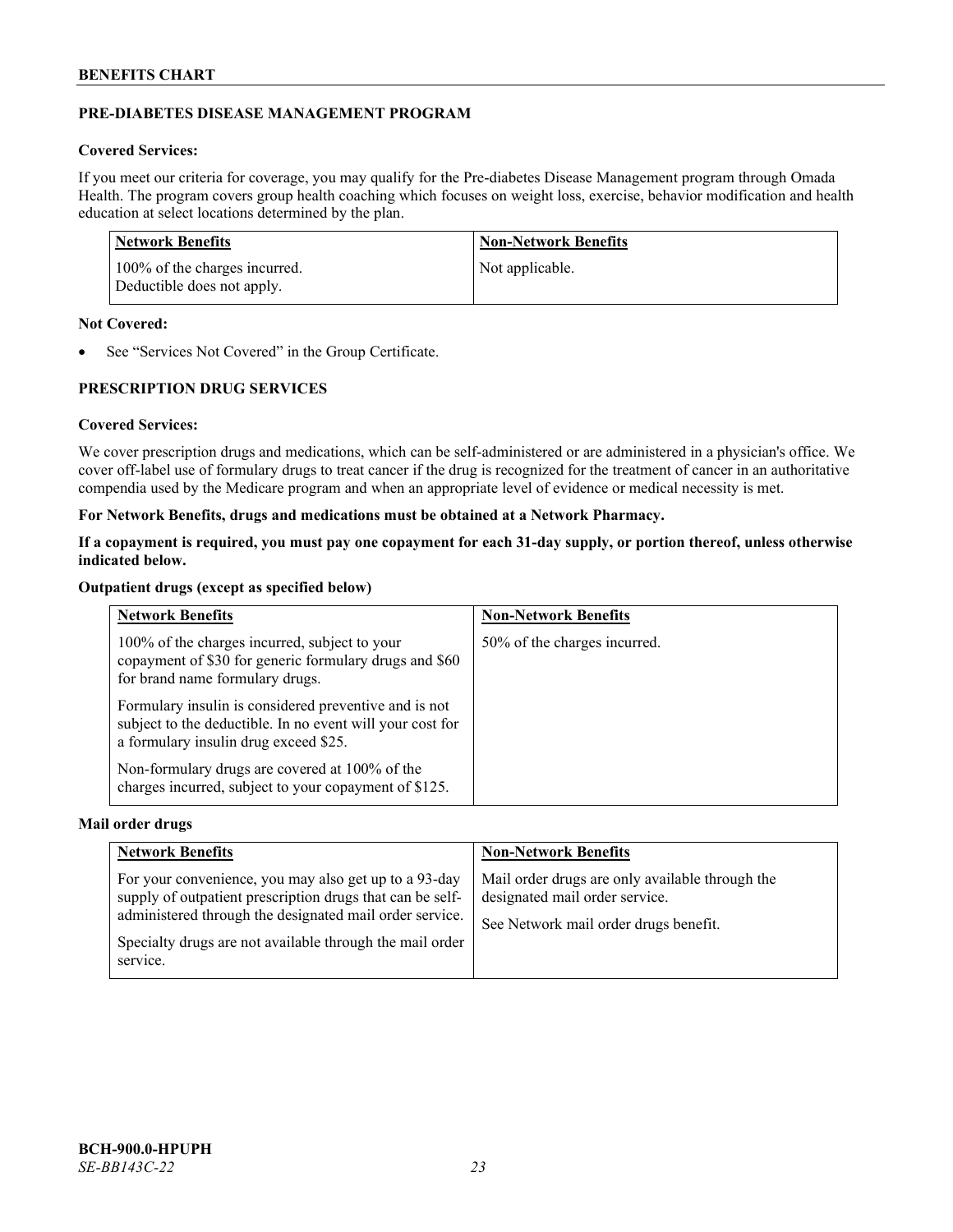### PRE-DIABETES DISEASE MANAGEMENT PROGRAM

**Covered Services:**

If you meet our criteria for coverage, you may qualify for the Pre-diabetes Disease Management program through Omada Health. The program covers group health coaching which focuses on weight loss, exercise, behavior modification and health education at select locations determined by the plan.

| Network Benefits | Non-Network Benefits |
|---|---|
| 100% of the charges incurred. Deductible does not apply. | Not applicable. |

**Not Covered:**

- See "Services Not Covered" in the Group Certificate.

### PRESCRIPTION DRUG SERVICES

**Covered Services:**

We cover prescription drugs and medications, which can be self-administered or are administered in a physician's office. We cover off-label use of formulary drugs to treat cancer if the drug is recognized for the treatment of cancer in an authoritative compendia used by the Medicare program and when an appropriate level of evidence or medical necessity is met.

**For Network Benefits, drugs and medications must be obtained at a Network Pharmacy.**

**If a copayment is required, you must pay one copayment for each 31-day supply, or portion thereof, unless otherwise indicated below.**

**Outpatient drugs (except as specified below)**

| Network Benefits | Non-Network Benefits |
|---|---|
| 100% of the charges incurred, subject to your copayment of $30 for generic formulary drugs and $60 for brand name formulary drugs.<br><br>Formulary insulin is considered preventive and is not subject to the deductible. In no event will your cost for a formulary insulin drug exceed $25.<br><br>Non-formulary drugs are covered at 100% of the charges incurred, subject to your copayment of $125. | 50% of the charges incurred. |

**Mail order drugs**

| Network Benefits | Non-Network Benefits |
|---|---|
| For your convenience, you may also get up to a 93-day supply of outpatient prescription drugs that can be self-administered through the designated mail order service.<br><br>Specialty drugs are not available through the mail order service. | Mail order drugs are only available through the designated mail order service.<br><br>See Network mail order drugs benefit. |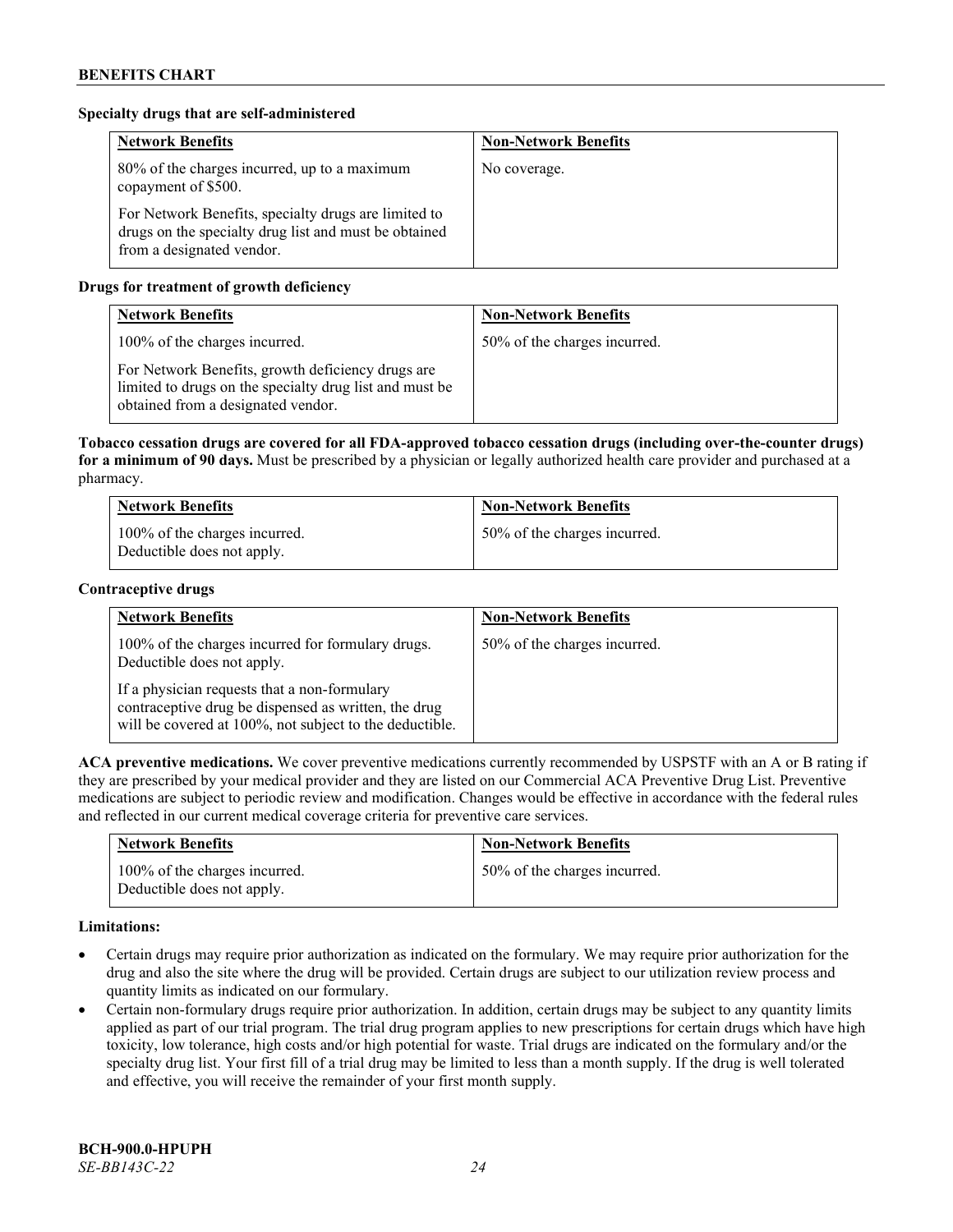**Specialty drugs that are self-administered**

| Network Benefits | Non-Network Benefits |
|---|---|
| 80% of the charges incurred, up to a maximum copayment of $500.<br><br>For Network Benefits, specialty drugs are limited to drugs on the specialty drug list and must be obtained from a designated vendor. | No coverage. |

**Drugs for treatment of growth deficiency**

| Network Benefits | Non-Network Benefits |
|---|---|
| 100% of the charges incurred.<br><br>For Network Benefits, growth deficiency drugs are limited to drugs on the specialty drug list and must be obtained from a designated vendor. | 50% of the charges incurred. |

**Tobacco cessation drugs are covered for all FDA-approved tobacco cessation drugs (including over-the-counter drugs) for a minimum of 90 days.** Must be prescribed by a physician or legally authorized health care provider and purchased at a pharmacy.

| Network Benefits | Non-Network Benefits |
|---|---|
| 100% of the charges incurred.<br>Deductible does not apply. | 50% of the charges incurred. |

**Contraceptive drugs**

| Network Benefits | Non-Network Benefits |
|---|---|
| 100% of the charges incurred for formulary drugs. Deductible does not apply.<br><br>If a physician requests that a non-formulary contraceptive drug be dispensed as written, the drug will be covered at 100%, not subject to the deductible. | 50% of the charges incurred. |

**ACA preventive medications.** We cover preventive medications currently recommended by USPSTF with an A or B rating if they are prescribed by your medical provider and they are listed on our Commercial ACA Preventive Drug List. Preventive medications are subject to periodic review and modification. Changes would be effective in accordance with the federal rules and reflected in our current medical coverage criteria for preventive care services.

| Network Benefits | Non-Network Benefits |
|---|---|
| 100% of the charges incurred.<br>Deductible does not apply. | 50% of the charges incurred. |

**Limitations:**

- Certain drugs may require prior authorization as indicated on the formulary. We may require prior authorization for the drug and also the site where the drug will be provided. Certain drugs are subject to our utilization review process and quantity limits as indicated on our formulary.
- Certain non-formulary drugs require prior authorization. In addition, certain drugs may be subject to any quantity limits applied as part of our trial program. The trial drug program applies to new prescriptions for certain drugs which have high toxicity, low tolerance, high costs and/or high potential for waste. Trial drugs are indicated on the formulary and/or the specialty drug list. Your first fill of a trial drug may be limited to less than a month supply. If the drug is well tolerated and effective, you will receive the remainder of your first month supply.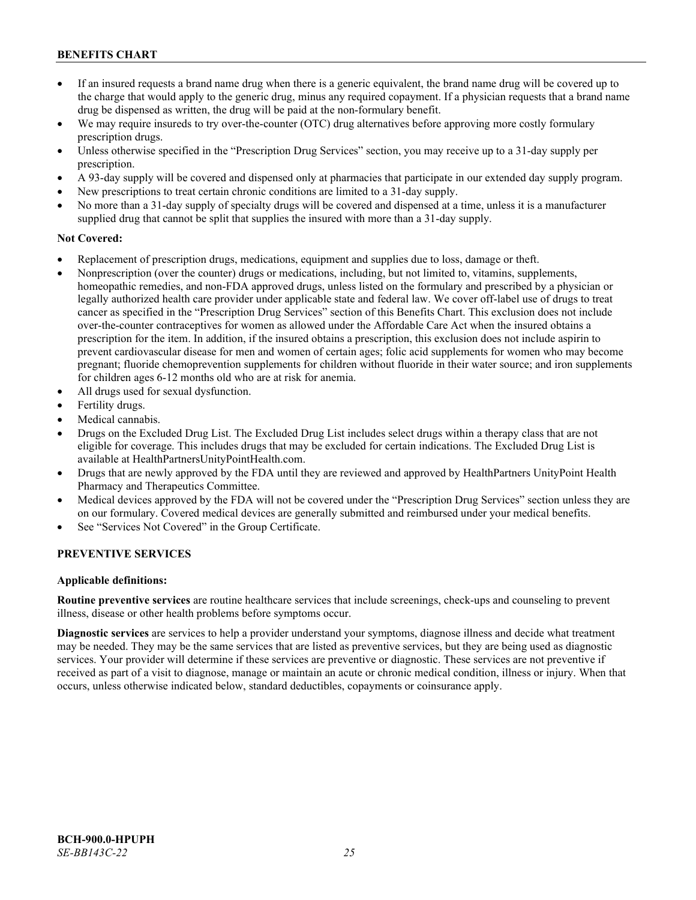- If an insured requests a brand name drug when there is a generic equivalent, the brand name drug will be covered up to the charge that would apply to the generic drug, minus any required copayment. If a physician requests that a brand name drug be dispensed as written, the drug will be paid at the non-formulary benefit.
- We may require insureds to try over-the-counter (OTC) drug alternatives before approving more costly formulary prescription drugs.
- Unless otherwise specified in the "Prescription Drug Services" section, you may receive up to a 31-day supply per prescription.
- A 93-day supply will be covered and dispensed only at pharmacies that participate in our extended day supply program.
- New prescriptions to treat certain chronic conditions are limited to a 31-day supply.
- No more than a 31-day supply of specialty drugs will be covered and dispensed at a time, unless it is a manufacturer supplied drug that cannot be split that supplies the insured with more than a 31-day supply.

**Not Covered:**

- Replacement of prescription drugs, medications, equipment and supplies due to loss, damage or theft.
- Nonprescription (over the counter) drugs or medications, including, but not limited to, vitamins, supplements, homeopathic remedies, and non-FDA approved drugs, unless listed on the formulary and prescribed by a physician or legally authorized health care provider under applicable state and federal law. We cover off-label use of drugs to treat cancer as specified in the "Prescription Drug Services" section of this Benefits Chart. This exclusion does not include over-the-counter contraceptives for women as allowed under the Affordable Care Act when the insured obtains a prescription for the item. In addition, if the insured obtains a prescription, this exclusion does not include aspirin to prevent cardiovascular disease for men and women of certain ages; folic acid supplements for women who may become pregnant; fluoride chemoprevention supplements for children without fluoride in their water source; and iron supplements for children ages 6-12 months old who are at risk for anemia.
- All drugs used for sexual dysfunction.
- Fertility drugs.
- Medical cannabis.
- Drugs on the Excluded Drug List. The Excluded Drug List includes select drugs within a therapy class that are not eligible for coverage. This includes drugs that may be excluded for certain indications. The Excluded Drug List is available at HealthPartnersUnityPointHealth.com.
- Drugs that are newly approved by the FDA until they are reviewed and approved by HealthPartners UnityPoint Health Pharmacy and Therapeutics Committee.
- Medical devices approved by the FDA will not be covered under the "Prescription Drug Services" section unless they are on our formulary. Covered medical devices are generally submitted and reimbursed under your medical benefits.
- See "Services Not Covered" in the Group Certificate.

## PREVENTIVE SERVICES

**Applicable definitions:**

**Routine preventive services** are routine healthcare services that include screenings, check-ups and counseling to prevent illness, disease or other health problems before symptoms occur.

**Diagnostic services** are services to help a provider understand your symptoms, diagnose illness and decide what treatment may be needed. They may be the same services that are listed as preventive services, but they are being used as diagnostic services. Your provider will determine if these services are preventive or diagnostic. These services are not preventive if received as part of a visit to diagnose, manage or maintain an acute or chronic medical condition, illness or injury. When that occurs, unless otherwise indicated below, standard deductibles, copayments or coinsurance apply.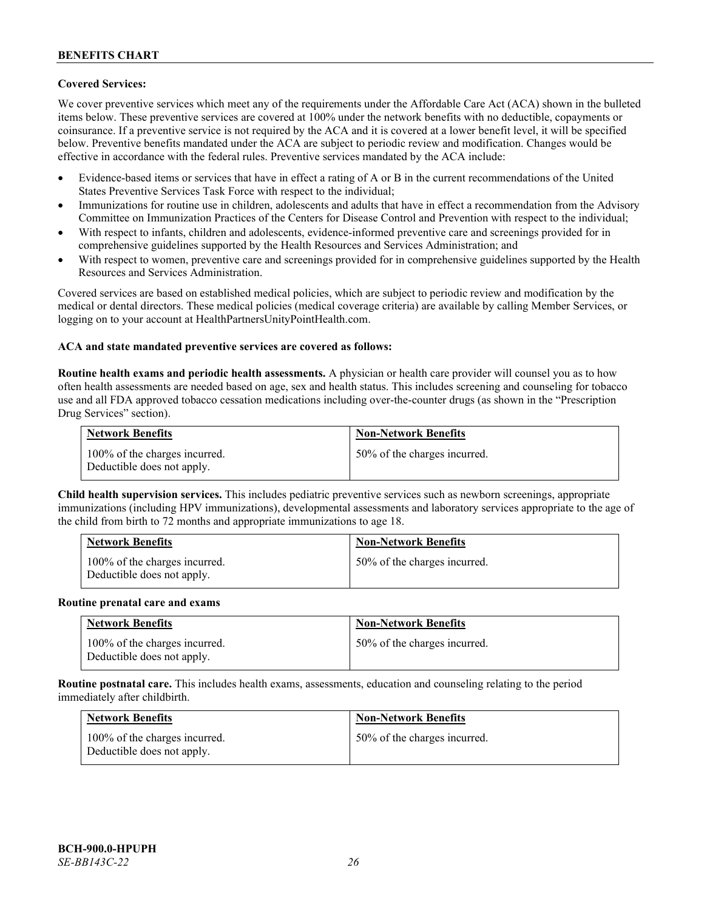**Covered Services:**

We cover preventive services which meet any of the requirements under the Affordable Care Act (ACA) shown in the bulleted items below. These preventive services are covered at 100% under the network benefits with no deductible, copayments or coinsurance. If a preventive service is not required by the ACA and it is covered at a lower benefit level, it will be specified below. Preventive benefits mandated under the ACA are subject to periodic review and modification. Changes would be effective in accordance with the federal rules. Preventive services mandated by the ACA include:

- Evidence-based items or services that have in effect a rating of A or B in the current recommendations of the United States Preventive Services Task Force with respect to the individual;
- Immunizations for routine use in children, adolescents and adults that have in effect a recommendation from the Advisory Committee on Immunization Practices of the Centers for Disease Control and Prevention with respect to the individual;
- With respect to infants, children and adolescents, evidence-informed preventive care and screenings provided for in comprehensive guidelines supported by the Health Resources and Services Administration; and
- With respect to women, preventive care and screenings provided for in comprehensive guidelines supported by the Health Resources and Services Administration.

Covered services are based on established medical policies, which are subject to periodic review and modification by the medical or dental directors. These medical policies (medical coverage criteria) are available by calling Member Services, or logging on to your account at HealthPartnersUnityPointHealth.com.

**ACA and state mandated preventive services are covered as follows:**

**Routine health exams and periodic health assessments.** A physician or health care provider will counsel you as to how often health assessments are needed based on age, sex and health status. This includes screening and counseling for tobacco use and all FDA approved tobacco cessation medications including over-the-counter drugs (as shown in the "Prescription Drug Services" section).

| Network Benefits | Non-Network Benefits |
|---|---|
| 100% of the charges incurred. Deductible does not apply. | 50% of the charges incurred. |

**Child health supervision services.** This includes pediatric preventive services such as newborn screenings, appropriate immunizations (including HPV immunizations), developmental assessments and laboratory services appropriate to the age of the child from birth to 72 months and appropriate immunizations to age 18.

| Network Benefits | Non-Network Benefits |
|---|---|
| 100% of the charges incurred. Deductible does not apply. | 50% of the charges incurred. |

**Routine prenatal care and exams**

| Network Benefits | Non-Network Benefits |
|---|---|
| 100% of the charges incurred. Deductible does not apply. | 50% of the charges incurred. |

**Routine postnatal care.** This includes health exams, assessments, education and counseling relating to the period immediately after childbirth.

| Network Benefits | Non-Network Benefits |
|---|---|
| 100% of the charges incurred. Deductible does not apply. | 50% of the charges incurred. |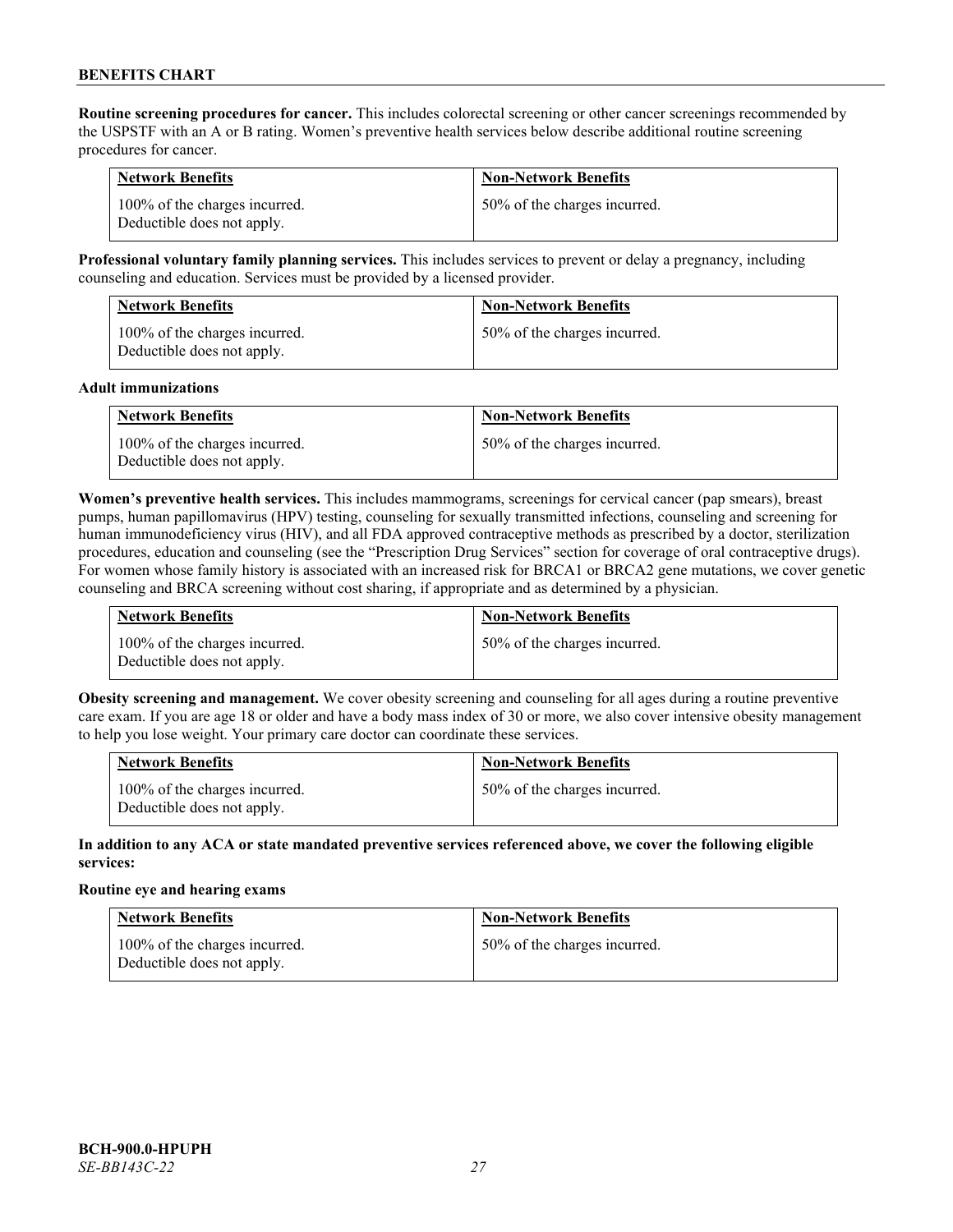**Routine screening procedures for cancer.** This includes colorectal screening or other cancer screenings recommended by the USPSTF with an A or B rating. Women's preventive health services below describe additional routine screening procedures for cancer.

| Network Benefits | Non-Network Benefits |
| --- | --- |
| 100% of the charges incurred. Deductible does not apply. | 50% of the charges incurred. |

**Professional voluntary family planning services.** This includes services to prevent or delay a pregnancy, including counseling and education. Services must be provided by a licensed provider.

| Network Benefits | Non-Network Benefits |
| --- | --- |
| 100% of the charges incurred. Deductible does not apply. | 50% of the charges incurred. |

**Adult immunizations**

| Network Benefits | Non-Network Benefits |
| --- | --- |
| 100% of the charges incurred. Deductible does not apply. | 50% of the charges incurred. |

**Women's preventive health services.** This includes mammograms, screenings for cervical cancer (pap smears), breast pumps, human papillomavirus (HPV) testing, counseling for sexually transmitted infections, counseling and screening for human immunodeficiency virus (HIV), and all FDA approved contraceptive methods as prescribed by a doctor, sterilization procedures, education and counseling (see the "Prescription Drug Services" section for coverage of oral contraceptive drugs). For women whose family history is associated with an increased risk for BRCA1 or BRCA2 gene mutations, we cover genetic counseling and BRCA screening without cost sharing, if appropriate and as determined by a physician.

| Network Benefits | Non-Network Benefits |
| --- | --- |
| 100% of the charges incurred. Deductible does not apply. | 50% of the charges incurred. |

**Obesity screening and management.** We cover obesity screening and counseling for all ages during a routine preventive care exam. If you are age 18 or older and have a body mass index of 30 or more, we also cover intensive obesity management to help you lose weight. Your primary care doctor can coordinate these services.

| Network Benefits | Non-Network Benefits |
| --- | --- |
| 100% of the charges incurred. Deductible does not apply. | 50% of the charges incurred. |

**In addition to any ACA or state mandated preventive services referenced above, we cover the following eligible services:**

**Routine eye and hearing exams**

| Network Benefits | Non-Network Benefits |
| --- | --- |
| 100% of the charges incurred. Deductible does not apply. | 50% of the charges incurred. |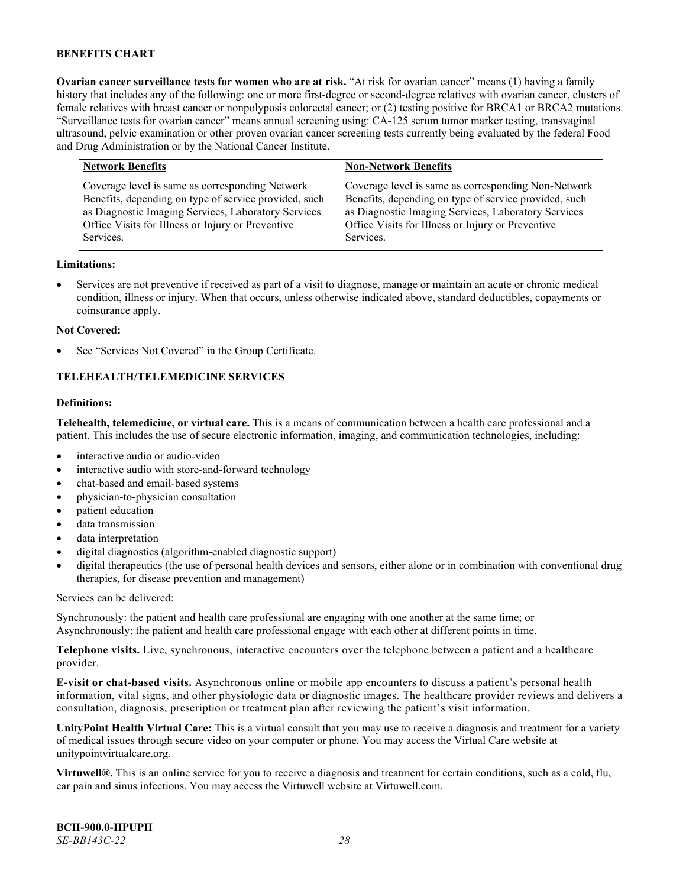**Ovarian cancer surveillance tests for women who are at risk.** "At risk for ovarian cancer" means (1) having a family history that includes any of the following: one or more first-degree or second-degree relatives with ovarian cancer, clusters of female relatives with breast cancer or nonpolyposis colorectal cancer; or (2) testing positive for BRCA1 or BRCA2 mutations. "Surveillance tests for ovarian cancer" means annual screening using: CA-125 serum tumor marker testing, transvaginal ultrasound, pelvic examination or other proven ovarian cancer screening tests currently being evaluated by the federal Food and Drug Administration or by the National Cancer Institute.

| Network Benefits | Non-Network Benefits |
|---|---|
| Coverage level is same as corresponding Network Benefits, depending on type of service provided, such as Diagnostic Imaging Services, Laboratory Services Office Visits for Illness or Injury or Preventive Services. | Coverage level is same as corresponding Non-Network Benefits, depending on type of service provided, such as Diagnostic Imaging Services, Laboratory Services Office Visits for Illness or Injury or Preventive Services. |

**Limitations:**

- Services are not preventive if received as part of a visit to diagnose, manage or maintain an acute or chronic medical condition, illness or injury. When that occurs, unless otherwise indicated above, standard deductibles, copayments or coinsurance apply.

**Not Covered:**

- See "Services Not Covered" in the Group Certificate.

## TELEHEALTH/TELEMEDICINE SERVICES

**Definitions:**

**Telehealth, telemedicine, or virtual care.** This is a means of communication between a health care professional and a patient. This includes the use of secure electronic information, imaging, and communication technologies, including:

- interactive audio or audio-video
- interactive audio with store-and-forward technology
- chat-based and email-based systems
- physician-to-physician consultation
- patient education
- data transmission
- data interpretation
- digital diagnostics (algorithm-enabled diagnostic support)
- digital therapeutics (the use of personal health devices and sensors, either alone or in combination with conventional drug therapies, for disease prevention and management)

Services can be delivered:

Synchronously: the patient and health care professional are engaging with one another at the same time; or
Asynchronously: the patient and health care professional engage with each other at different points in time.

**Telephone visits.** Live, synchronous, interactive encounters over the telephone between a patient and a healthcare provider.

**E-visit or chat-based visits.** Asynchronous online or mobile app encounters to discuss a patient's personal health information, vital signs, and other physiologic data or diagnostic images. The healthcare provider reviews and delivers a consultation, diagnosis, prescription or treatment plan after reviewing the patient's visit information.

**UnityPoint Health Virtual Care:** This is a virtual consult that you may use to receive a diagnosis and treatment for a variety of medical issues through secure video on your computer or phone. You may access the Virtual Care website at unitypointvirtualcare.org.

**Virtuwell®.** This is an online service for you to receive a diagnosis and treatment for certain conditions, such as a cold, flu, ear pain and sinus infections. You may access the Virtuwell website at Virtuwell.com.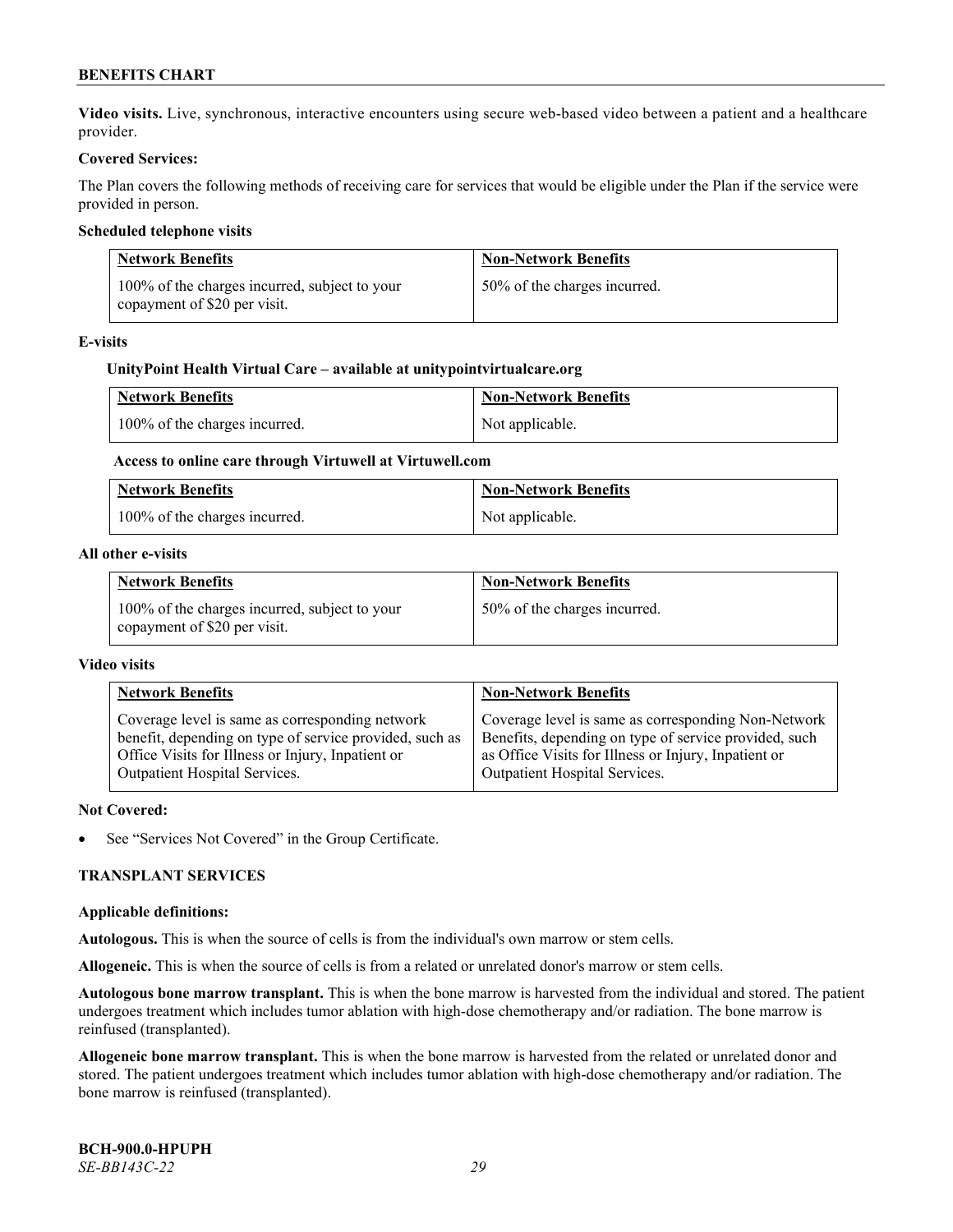**Video visits.** Live, synchronous, interactive encounters using secure web-based video between a patient and a healthcare provider.

**Covered Services:**

The Plan covers the following methods of receiving care for services that would be eligible under the Plan if the service were provided in person.

**Scheduled telephone visits**

| Network Benefits | Non-Network Benefits |
|---|---|
| 100% of the charges incurred, subject to your copayment of $20 per visit. | 50% of the charges incurred. |

**E-visits**

**UnityPoint Health Virtual Care – available at unitypointvirtualcare.org**

| Network Benefits | Non-Network Benefits |
|---|---|
| 100% of the charges incurred. | Not applicable. |

**Access to online care through Virtuwell at Virtuwell.com**

| Network Benefits | Non-Network Benefits |
|---|---|
| 100% of the charges incurred. | Not applicable. |

**All other e-visits**

| Network Benefits | Non-Network Benefits |
|---|---|
| 100% of the charges incurred, subject to your copayment of $20 per visit. | 50% of the charges incurred. |

**Video visits**

| Network Benefits | Non-Network Benefits |
|---|---|
| Coverage level is same as corresponding network benefit, depending on type of service provided, such as Office Visits for Illness or Injury, Inpatient or Outpatient Hospital Services. | Coverage level is same as corresponding Non-Network Benefits, depending on type of service provided, such as Office Visits for Illness or Injury, Inpatient or Outpatient Hospital Services. |

**Not Covered:**

- See "Services Not Covered" in the Group Certificate.

### TRANSPLANT SERVICES

**Applicable definitions:**

**Autologous.** This is when the source of cells is from the individual's own marrow or stem cells.

**Allogeneic.** This is when the source of cells is from a related or unrelated donor's marrow or stem cells.

**Autologous bone marrow transplant.** This is when the bone marrow is harvested from the individual and stored. The patient undergoes treatment which includes tumor ablation with high-dose chemotherapy and/or radiation. The bone marrow is reinfused (transplanted).

**Allogeneic bone marrow transplant.** This is when the bone marrow is harvested from the related or unrelated donor and stored. The patient undergoes treatment which includes tumor ablation with high-dose chemotherapy and/or radiation. The bone marrow is reinfused (transplanted).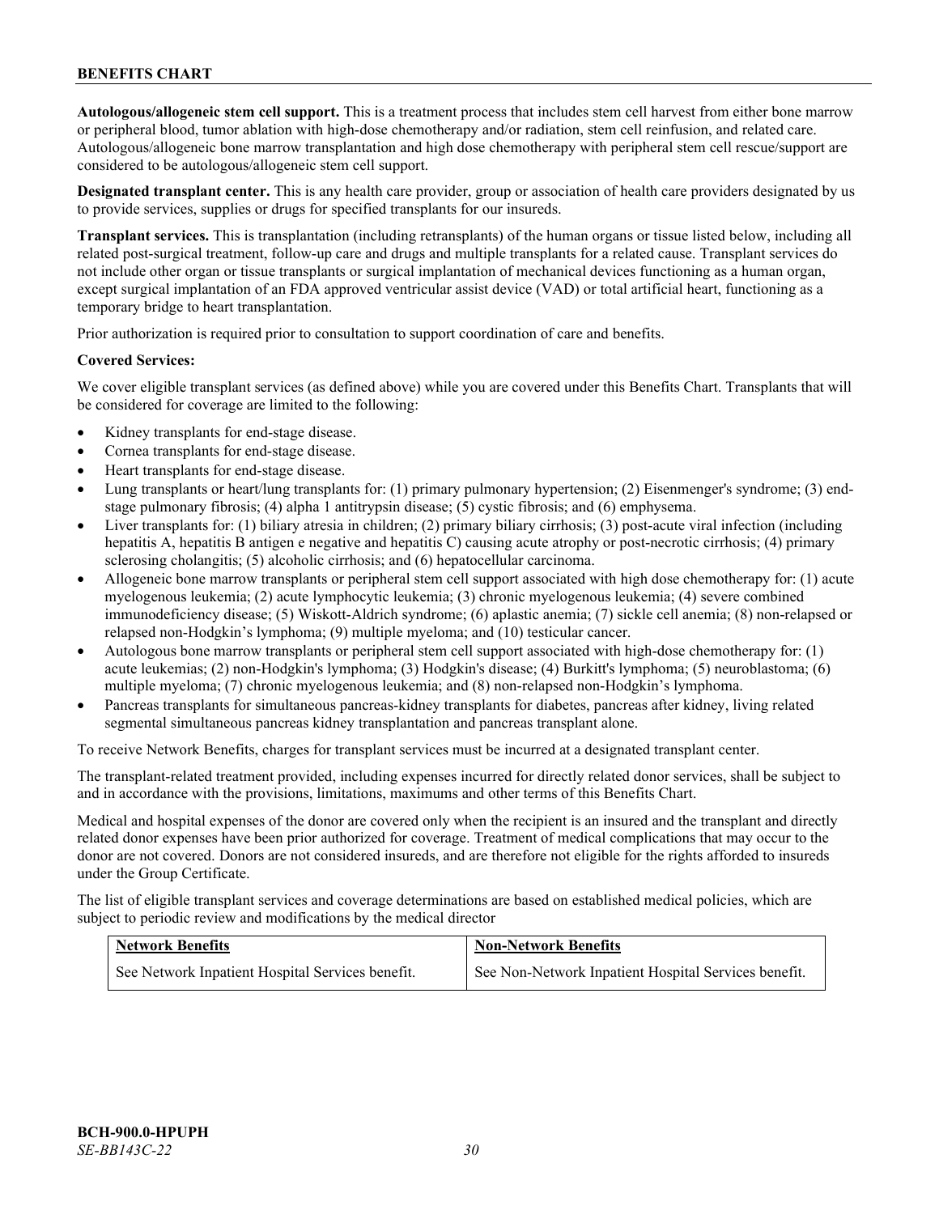**Autologous/allogeneic stem cell support.** This is a treatment process that includes stem cell harvest from either bone marrow or peripheral blood, tumor ablation with high-dose chemotherapy and/or radiation, stem cell reinfusion, and related care. Autologous/allogeneic bone marrow transplantation and high dose chemotherapy with peripheral stem cell rescue/support are considered to be autologous/allogeneic stem cell support.

**Designated transplant center.** This is any health care provider, group or association of health care providers designated by us to provide services, supplies or drugs for specified transplants for our insureds.

**Transplant services.** This is transplantation (including retransplants) of the human organs or tissue listed below, including all related post-surgical treatment, follow-up care and drugs and multiple transplants for a related cause. Transplant services do not include other organ or tissue transplants or surgical implantation of mechanical devices functioning as a human organ, except surgical implantation of an FDA approved ventricular assist device (VAD) or total artificial heart, functioning as a temporary bridge to heart transplantation.

Prior authorization is required prior to consultation to support coordination of care and benefits.

**Covered Services:**

We cover eligible transplant services (as defined above) while you are covered under this Benefits Chart. Transplants that will be considered for coverage are limited to the following:

- Kidney transplants for end-stage disease.
- Cornea transplants for end-stage disease.
- Heart transplants for end-stage disease.
- Lung transplants or heart/lung transplants for: (1) primary pulmonary hypertension; (2) Eisenmenger's syndrome; (3) end-stage pulmonary fibrosis; (4) alpha 1 antitrypsin disease; (5) cystic fibrosis; and (6) emphysema.
- Liver transplants for: (1) biliary atresia in children; (2) primary biliary cirrhosis; (3) post-acute viral infection (including hepatitis A, hepatitis B antigen e negative and hepatitis C) causing acute atrophy or post-necrotic cirrhosis; (4) primary sclerosing cholangitis; (5) alcoholic cirrhosis; and (6) hepatocellular carcinoma.
- Allogeneic bone marrow transplants or peripheral stem cell support associated with high dose chemotherapy for: (1) acute myelogenous leukemia; (2) acute lymphocytic leukemia; (3) chronic myelogenous leukemia; (4) severe combined immunodeficiency disease; (5) Wiskott-Aldrich syndrome; (6) aplastic anemia; (7) sickle cell anemia; (8) non-relapsed or relapsed non-Hodgkin's lymphoma; (9) multiple myeloma; and (10) testicular cancer.
- Autologous bone marrow transplants or peripheral stem cell support associated with high-dose chemotherapy for: (1) acute leukemias; (2) non-Hodgkin's lymphoma; (3) Hodgkin's disease; (4) Burkitt's lymphoma; (5) neuroblastoma; (6) multiple myeloma; (7) chronic myelogenous leukemia; and (8) non-relapsed non-Hodgkin's lymphoma.
- Pancreas transplants for simultaneous pancreas-kidney transplants for diabetes, pancreas after kidney, living related segmental simultaneous pancreas kidney transplantation and pancreas transplant alone.

To receive Network Benefits, charges for transplant services must be incurred at a designated transplant center.

The transplant-related treatment provided, including expenses incurred for directly related donor services, shall be subject to and in accordance with the provisions, limitations, maximums and other terms of this Benefits Chart.

Medical and hospital expenses of the donor are covered only when the recipient is an insured and the transplant and directly related donor expenses have been prior authorized for coverage. Treatment of medical complications that may occur to the donor are not covered. Donors are not considered insureds, and are therefore not eligible for the rights afforded to insureds under the Group Certificate.

The list of eligible transplant services and coverage determinations are based on established medical policies, which are subject to periodic review and modifications by the medical director

| Network Benefits | Non-Network Benefits |
| --- | --- |
| See Network Inpatient Hospital Services benefit. | See Non-Network Inpatient Hospital Services benefit. |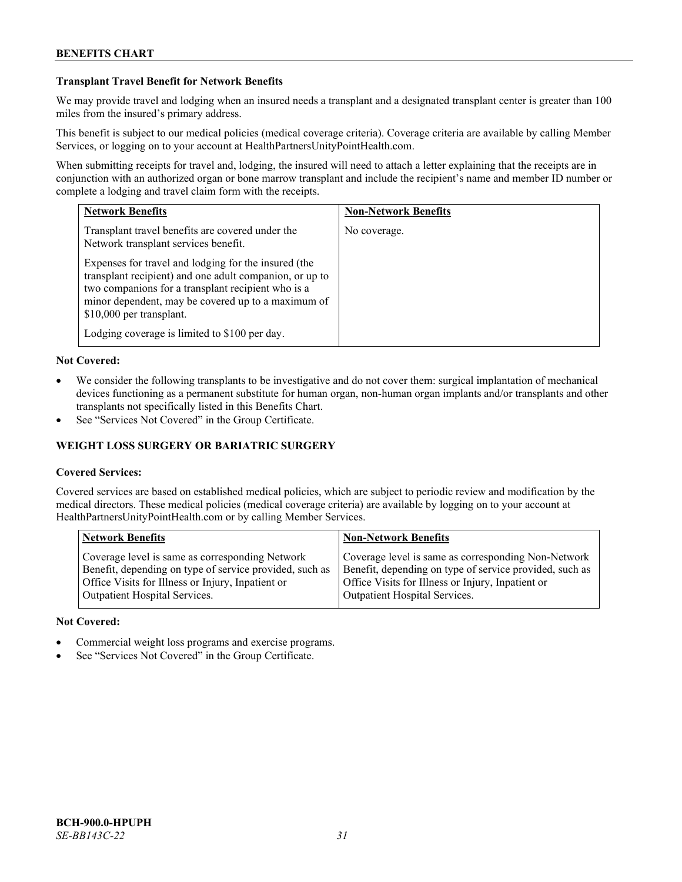**Transplant Travel Benefit for Network Benefits**

We may provide travel and lodging when an insured needs a transplant and a designated transplant center is greater than 100 miles from the insured's primary address.

This benefit is subject to our medical policies (medical coverage criteria). Coverage criteria are available by calling Member Services, or logging on to your account at HealthPartnersUnityPointHealth.com.

When submitting receipts for travel and, lodging, the insured will need to attach a letter explaining that the receipts are in conjunction with an authorized organ or bone marrow transplant and include the recipient's name and member ID number or complete a lodging and travel claim form with the receipts.

| Network Benefits | Non-Network Benefits |
|---|---|
| Transplant travel benefits are covered under the Network transplant services benefit.<br><br>Expenses for travel and lodging for the insured (the transplant recipient) and one adult companion, or up to two companions for a transplant recipient who is a minor dependent, may be covered up to a maximum of $10,000 per transplant.<br><br>Lodging coverage is limited to $100 per day. | No coverage. |

**Not Covered:**

- We consider the following transplants to be investigative and do not cover them: surgical implantation of mechanical devices functioning as a permanent substitute for human organ, non-human organ implants and/or transplants and other transplants not specifically listed in this Benefits Chart.
- See "Services Not Covered" in the Group Certificate.

## WEIGHT LOSS SURGERY OR BARIATRIC SURGERY

**Covered Services:**

Covered services are based on established medical policies, which are subject to periodic review and modification by the medical directors. These medical policies (medical coverage criteria) are available by logging on to your account at HealthPartnersUnityPointHealth.com or by calling Member Services.

| Network Benefits | Non-Network Benefits |
|---|---|
| Coverage level is same as corresponding Network Benefit, depending on type of service provided, such as Office Visits for Illness or Injury, Inpatient or Outpatient Hospital Services. | Coverage level is same as corresponding Non-Network Benefit, depending on type of service provided, such as Office Visits for Illness or Injury, Inpatient or Outpatient Hospital Services. |

**Not Covered:**

- Commercial weight loss programs and exercise programs.
- See "Services Not Covered" in the Group Certificate.

**BCH-900.0-HPUPH**
*SE-BB143C-22*